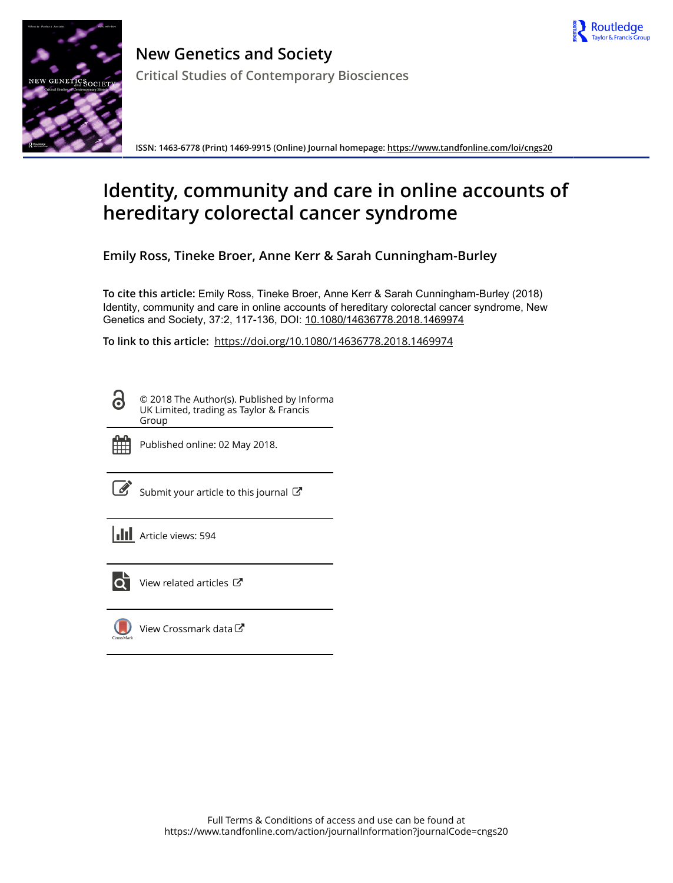# New Genetics and Society

## Critical Studies of Contemporary Biosciences

ISSN: 1463-6778 (Print) 1469-9915 (Online) Journal homepage: https://www.tandfonline.com/loi/cngs20

# Identity, community and care in online accounts of hereditary colorectal cancer syndrome

**Emily Ross, Tineke Broer, Anne Kerr & Sarah Cunningham-Burley**

**To cite this article:** Emily Ross, Tineke Broer, Anne Kerr & Sarah Cunningham-Burley (2018) Identity, community and care in online accounts of hereditary colorectal cancer syndrome, New Genetics and Society, 37:2, 117-136, DOI: 10.1080/14636778.2018.1469974

**To link to this article:** https://doi.org/10.1080/14636778.2018.1469974

© 2018 The Author(s). Published by Informa UK Limited, trading as Taylor & Francis Group

Published online: 02 May 2018.

Submit your article to this journal

Article views: 594

View related articles

View Crossmark data

Full Terms & Conditions of access and use can be found at
https://www.tandfonline.com/action/journalInformation?journalCode=cngs20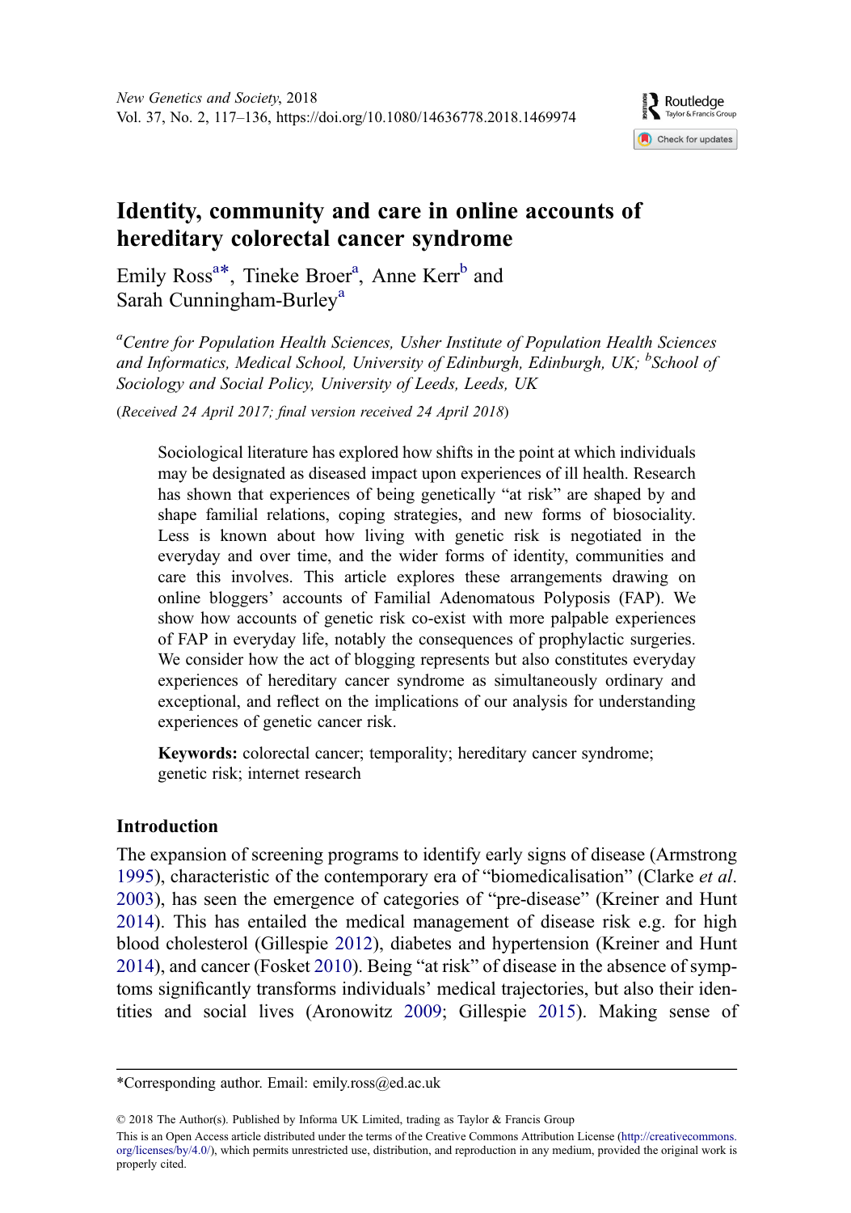# Identity, community and care in online accounts of hereditary colorectal cancer syndrome

Emily Ross[a*], Tineke Broer[a], Anne Kerr[b] and Sarah Cunningham-Burley[a]

[a]*Centre for Population Health Sciences, Usher Institute of Population Health Sciences and Informatics, Medical School, University of Edinburgh, Edinburgh, UK;* [b]*School of Sociology and Social Policy, University of Leeds, Leeds, UK*

(*Received 24 April 2017; final version received 24 April 2018*)

> Sociological literature has explored how shifts in the point at which individuals may be designated as diseased impact upon experiences of ill health. Research has shown that experiences of being genetically "at risk" are shaped by and shape familial relations, coping strategies, and new forms of biosociality. Less is known about how living with genetic risk is negotiated in the everyday and over time, and the wider forms of identity, communities and care this involves. This article explores these arrangements drawing on online bloggers' accounts of Familial Adenomatous Polyposis (FAP). We show how accounts of genetic risk co-exist with more palpable experiences of FAP in everyday life, notably the consequences of prophylactic surgeries. We consider how the act of blogging represents but also constitutes everyday experiences of hereditary cancer syndrome as simultaneously ordinary and exceptional, and reflect on the implications of our analysis for understanding experiences of genetic cancer risk.
>
> **Keywords:** colorectal cancer; temporality; hereditary cancer syndrome; genetic risk; internet research

## Introduction

The expansion of screening programs to identify early signs of disease (Armstrong 1995), characteristic of the contemporary era of "biomedicalisation" (Clarke *et al*. 2003), has seen the emergence of categories of "pre-disease" (Kreiner and Hunt 2014). This has entailed the medical management of disease risk e.g. for high blood cholesterol (Gillespie 2012), diabetes and hypertension (Kreiner and Hunt 2014), and cancer (Fosket 2010). Being "at risk" of disease in the absence of symptoms significantly transforms individuals' medical trajectories, but also their identities and social lives (Aronowitz 2009; Gillespie 2015). Making sense of

*Corresponding author. Email: emily.ross@ed.ac.uk

© 2018 The Author(s). Published by Informa UK Limited, trading as Taylor & Francis Group

This is an Open Access article distributed under the terms of the Creative Commons Attribution License (http://creativecommons.org/licenses/by/4.0/), which permits unrestricted use, distribution, and reproduction in any medium, provided the original work is properly cited.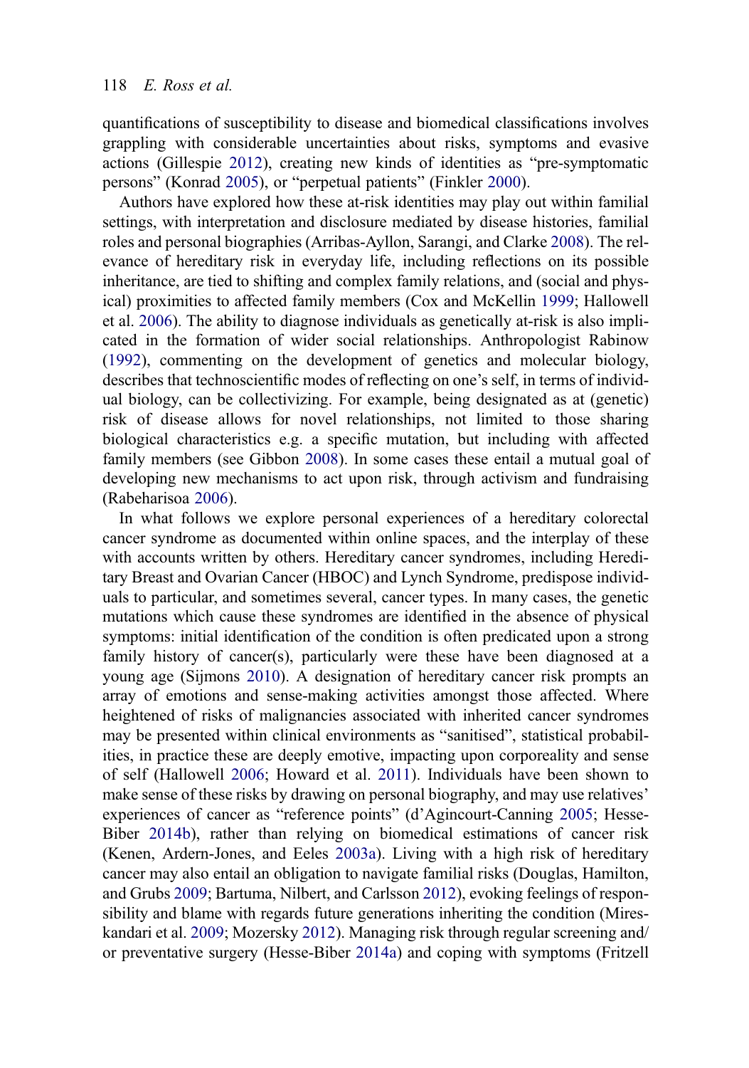quantifications of susceptibility to disease and biomedical classifications involves grappling with considerable uncertainties about risks, symptoms and evasive actions (Gillespie 2012), creating new kinds of identities as "pre-symptomatic persons" (Konrad 2005), or "perpetual patients" (Finkler 2000).

Authors have explored how these at-risk identities may play out within familial settings, with interpretation and disclosure mediated by disease histories, familial roles and personal biographies (Arribas-Ayllon, Sarangi, and Clarke 2008). The relevance of hereditary risk in everyday life, including reflections on its possible inheritance, are tied to shifting and complex family relations, and (social and physical) proximities to affected family members (Cox and McKellin 1999; Hallowell et al. 2006). The ability to diagnose individuals as genetically at-risk is also implicated in the formation of wider social relationships. Anthropologist Rabinow (1992), commenting on the development of genetics and molecular biology, describes that technoscientific modes of reflecting on one's self, in terms of individual biology, can be collectivizing. For example, being designated as at (genetic) risk of disease allows for novel relationships, not limited to those sharing biological characteristics e.g. a specific mutation, but including with affected family members (see Gibbon 2008). In some cases these entail a mutual goal of developing new mechanisms to act upon risk, through activism and fundraising (Rabeharisoa 2006).

In what follows we explore personal experiences of a hereditary colorectal cancer syndrome as documented within online spaces, and the interplay of these with accounts written by others. Hereditary cancer syndromes, including Hereditary Breast and Ovarian Cancer (HBOC) and Lynch Syndrome, predispose individuals to particular, and sometimes several, cancer types. In many cases, the genetic mutations which cause these syndromes are identified in the absence of physical symptoms: initial identification of the condition is often predicated upon a strong family history of cancer(s), particularly were these have been diagnosed at a young age (Sijmons 2010). A designation of hereditary cancer risk prompts an array of emotions and sense-making activities amongst those affected. Where heightened of risks of malignancies associated with inherited cancer syndromes may be presented within clinical environments as "sanitised", statistical probabilities, in practice these are deeply emotive, impacting upon corporeality and sense of self (Hallowell 2006; Howard et al. 2011). Individuals have been shown to make sense of these risks by drawing on personal biography, and may use relatives' experiences of cancer as "reference points" (d'Agincourt-Canning 2005; Hesse-Biber 2014b), rather than relying on biomedical estimations of cancer risk (Kenen, Ardern-Jones, and Eeles 2003a). Living with a high risk of hereditary cancer may also entail an obligation to navigate familial risks (Douglas, Hamilton, and Grubs 2009; Bartuma, Nilbert, and Carlsson 2012), evoking feelings of responsibility and blame with regards future generations inheriting the condition (Mireskandari et al. 2009; Mozersky 2012). Managing risk through regular screening and/or preventative surgery (Hesse-Biber 2014a) and coping with symptoms (Fritzell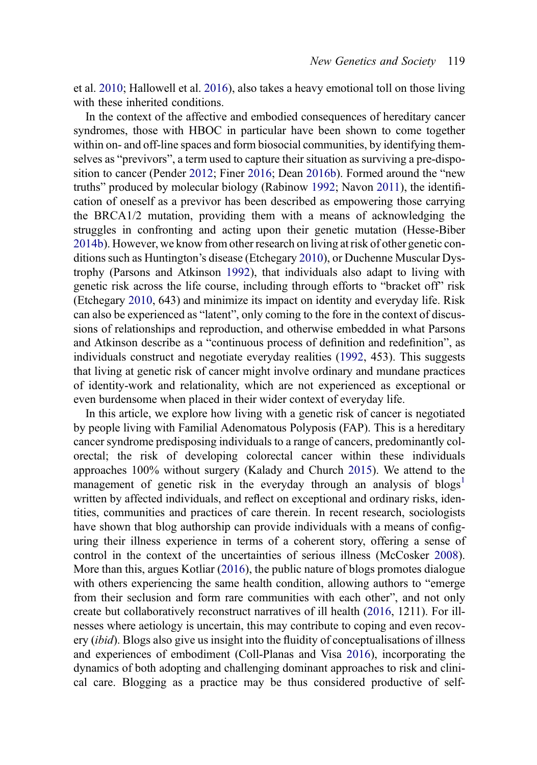et al. 2010; Hallowell et al. 2016), also takes a heavy emotional toll on those living with these inherited conditions.

In the context of the affective and embodied consequences of hereditary cancer syndromes, those with HBOC in particular have been shown to come together within on- and off-line spaces and form biosocial communities, by identifying themselves as "previvors", a term used to capture their situation as surviving a pre-disposition to cancer (Pender 2012; Finer 2016; Dean 2016b). Formed around the "new truths" produced by molecular biology (Rabinow 1992; Navon 2011), the identification of oneself as a previvor has been described as empowering those carrying the BRCA1/2 mutation, providing them with a means of acknowledging the struggles in confronting and acting upon their genetic mutation (Hesse-Biber 2014b). However, we know from other research on living at risk of other genetic conditions such as Huntington's disease (Etchegary 2010), or Duchenne Muscular Dystrophy (Parsons and Atkinson 1992), that individuals also adapt to living with genetic risk across the life course, including through efforts to "bracket off" risk (Etchegary 2010, 643) and minimize its impact on identity and everyday life. Risk can also be experienced as "latent", only coming to the fore in the context of discussions of relationships and reproduction, and otherwise embedded in what Parsons and Atkinson describe as a "continuous process of definition and redefinition", as individuals construct and negotiate everyday realities (1992, 453). This suggests that living at genetic risk of cancer might involve ordinary and mundane practices of identity-work and relationality, which are not experienced as exceptional or even burdensome when placed in their wider context of everyday life.

In this article, we explore how living with a genetic risk of cancer is negotiated by people living with Familial Adenomatous Polyposis (FAP). This is a hereditary cancer syndrome predisposing individuals to a range of cancers, predominantly colorectal; the risk of developing colorectal cancer within these individuals approaches 100% without surgery (Kalady and Church 2015). We attend to the management of genetic risk in the everyday through an analysis of blogs[1] written by affected individuals, and reflect on exceptional and ordinary risks, identities, communities and practices of care therein. In recent research, sociologists have shown that blog authorship can provide individuals with a means of configuring their illness experience in terms of a coherent story, offering a sense of control in the context of the uncertainties of serious illness (McCosker 2008). More than this, argues Kotliar (2016), the public nature of blogs promotes dialogue with others experiencing the same health condition, allowing authors to "emerge from their seclusion and form rare communities with each other", and not only create but collaboratively reconstruct narratives of ill health (2016, 1211). For illnesses where aetiology is uncertain, this may contribute to coping and even recovery (*ibid*). Blogs also give us insight into the fluidity of conceptualisations of illness and experiences of embodiment (Coll-Planas and Visa 2016), incorporating the dynamics of both adopting and challenging dominant approaches to risk and clinical care. Blogging as a practice may be thus considered productive of self-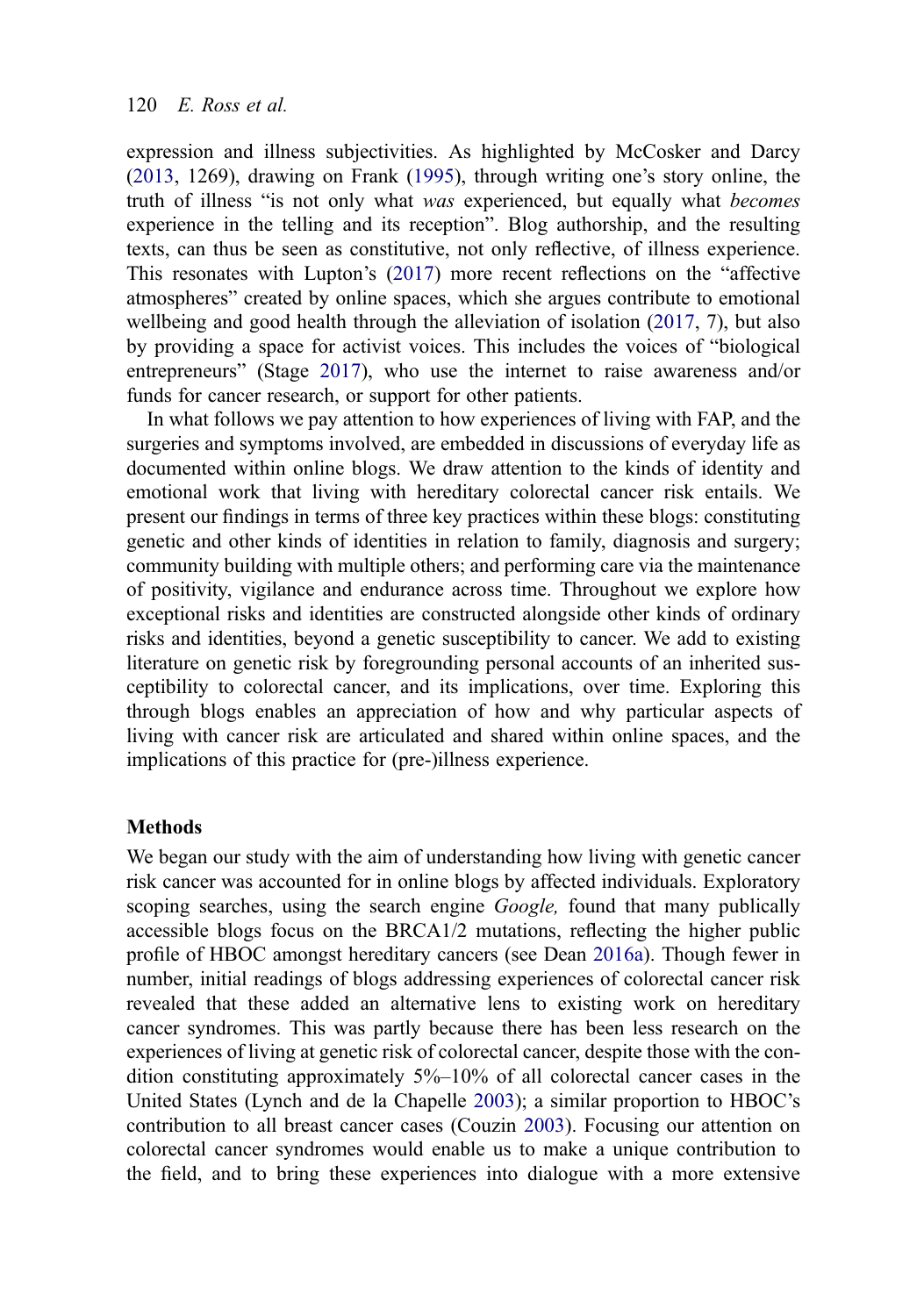expression and illness subjectivities. As highlighted by McCosker and Darcy (2013, 1269), drawing on Frank (1995), through writing one's story online, the truth of illness "is not only what *was* experienced, but equally what *becomes* experience in the telling and its reception". Blog authorship, and the resulting texts, can thus be seen as constitutive, not only reflective, of illness experience. This resonates with Lupton's (2017) more recent reflections on the "affective atmospheres" created by online spaces, which she argues contribute to emotional wellbeing and good health through the alleviation of isolation (2017, 7), but also by providing a space for activist voices. This includes the voices of "biological entrepreneurs" (Stage 2017), who use the internet to raise awareness and/or funds for cancer research, or support for other patients.

In what follows we pay attention to how experiences of living with FAP, and the surgeries and symptoms involved, are embedded in discussions of everyday life as documented within online blogs. We draw attention to the kinds of identity and emotional work that living with hereditary colorectal cancer risk entails. We present our findings in terms of three key practices within these blogs: constituting genetic and other kinds of identities in relation to family, diagnosis and surgery; community building with multiple others; and performing care via the maintenance of positivity, vigilance and endurance across time. Throughout we explore how exceptional risks and identities are constructed alongside other kinds of ordinary risks and identities, beyond a genetic susceptibility to cancer. We add to existing literature on genetic risk by foregrounding personal accounts of an inherited susceptibility to colorectal cancer, and its implications, over time. Exploring this through blogs enables an appreciation of how and why particular aspects of living with cancer risk are articulated and shared within online spaces, and the implications of this practice for (pre-)illness experience.

## Methods

We began our study with the aim of understanding how living with genetic cancer risk cancer was accounted for in online blogs by affected individuals. Exploratory scoping searches, using the search engine *Google,* found that many publically accessible blogs focus on the BRCA1/2 mutations, reflecting the higher public profile of HBOC amongst hereditary cancers (see Dean 2016a). Though fewer in number, initial readings of blogs addressing experiences of colorectal cancer risk revealed that these added an alternative lens to existing work on hereditary cancer syndromes. This was partly because there has been less research on the experiences of living at genetic risk of colorectal cancer, despite those with the condition constituting approximately 5%–10% of all colorectal cancer cases in the United States (Lynch and de la Chapelle 2003); a similar proportion to HBOC's contribution to all breast cancer cases (Couzin 2003). Focusing our attention on colorectal cancer syndromes would enable us to make a unique contribution to the field, and to bring these experiences into dialogue with a more extensive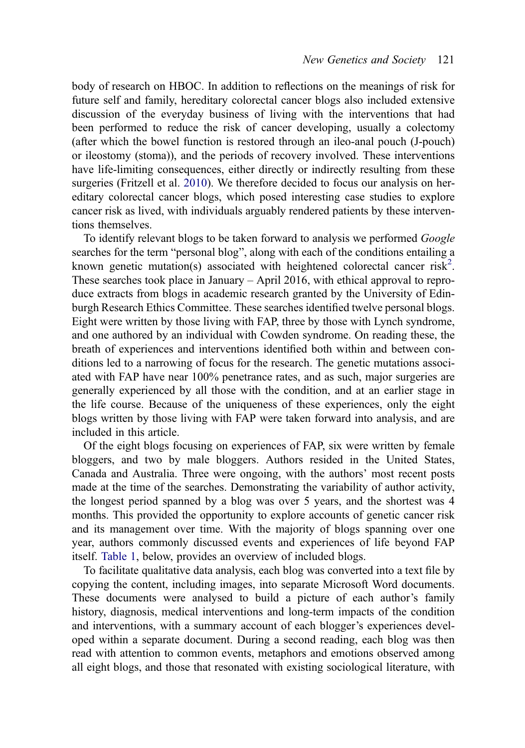body of research on HBOC. In addition to reflections on the meanings of risk for future self and family, hereditary colorectal cancer blogs also included extensive discussion of the everyday business of living with the interventions that had been performed to reduce the risk of cancer developing, usually a colectomy (after which the bowel function is restored through an ileo-anal pouch (J-pouch) or ileostomy (stoma)), and the periods of recovery involved. These interventions have life-limiting consequences, either directly or indirectly resulting from these surgeries (Fritzell et al. 2010). We therefore decided to focus our analysis on hereditary colorectal cancer blogs, which posed interesting case studies to explore cancer risk as lived, with individuals arguably rendered patients by these interventions themselves.

To identify relevant blogs to be taken forward to analysis we performed *Google* searches for the term "personal blog", along with each of the conditions entailing a known genetic mutation(s) associated with heightened colorectal cancer risk[2]. These searches took place in January – April 2016, with ethical approval to reproduce extracts from blogs in academic research granted by the University of Edinburgh Research Ethics Committee. These searches identified twelve personal blogs. Eight were written by those living with FAP, three by those with Lynch syndrome, and one authored by an individual with Cowden syndrome. On reading these, the breath of experiences and interventions identified both within and between conditions led to a narrowing of focus for the research. The genetic mutations associated with FAP have near 100% penetrance rates, and as such, major surgeries are generally experienced by all those with the condition, and at an earlier stage in the life course. Because of the uniqueness of these experiences, only the eight blogs written by those living with FAP were taken forward into analysis, and are included in this article.

Of the eight blogs focusing on experiences of FAP, six were written by female bloggers, and two by male bloggers. Authors resided in the United States, Canada and Australia. Three were ongoing, with the authors' most recent posts made at the time of the searches. Demonstrating the variability of author activity, the longest period spanned by a blog was over 5 years, and the shortest was 4 months. This provided the opportunity to explore accounts of genetic cancer risk and its management over time. With the majority of blogs spanning over one year, authors commonly discussed events and experiences of life beyond FAP itself. Table 1, below, provides an overview of included blogs.

To facilitate qualitative data analysis, each blog was converted into a text file by copying the content, including images, into separate Microsoft Word documents. These documents were analysed to build a picture of each author's family history, diagnosis, medical interventions and long-term impacts of the condition and interventions, with a summary account of each blogger's experiences developed within a separate document. During a second reading, each blog was then read with attention to common events, metaphors and emotions observed among all eight blogs, and those that resonated with existing sociological literature, with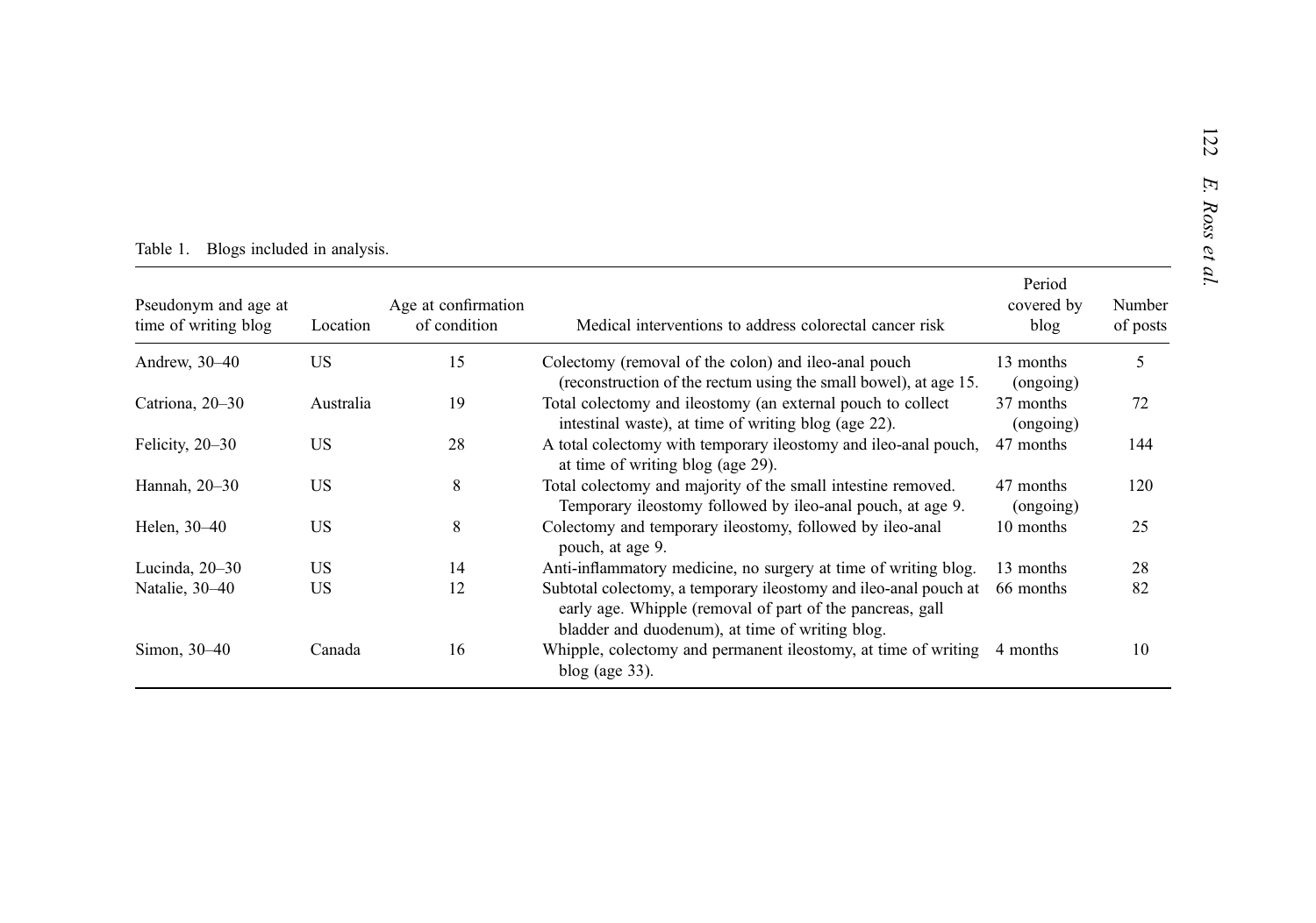Table 1. Blogs included in analysis.

| Pseudonym and age at time of writing blog | Location | Age at confirmation of condition | Medical interventions to address colorectal cancer risk | Period covered by blog | Number of posts |
|---|---|---|---|---|---|
| Andrew, 30–40 | US | 15 | Colectomy (removal of the colon) and ileo-anal pouch (reconstruction of the rectum using the small bowel), at age 15. | 13 months (ongoing) | 5 |
| Catriona, 20–30 | Australia | 19 | Total colectomy and ileostomy (an external pouch to collect intestinal waste), at time of writing blog (age 22). | 37 months (ongoing) | 72 |
| Felicity, 20–30 | US | 28 | A total colectomy with temporary ileostomy and ileo-anal pouch, at time of writing blog (age 29). | 47 months | 144 |
| Hannah, 20–30 | US | 8 | Total colectomy and majority of the small intestine removed. Temporary ileostomy followed by ileo-anal pouch, at age 9. | 47 months (ongoing) | 120 |
| Helen, 30–40 | US | 8 | Colectomy and temporary ileostomy, followed by ileo-anal pouch, at age 9. | 10 months | 25 |
| Lucinda, 20–30 | US | 14 | Anti-inflammatory medicine, no surgery at time of writing blog. | 13 months | 28 |
| Natalie, 30–40 | US | 12 | Subtotal colectomy, a temporary ileostomy and ileo-anal pouch at early age. Whipple (removal of part of the pancreas, gall bladder and duodenum), at time of writing blog. | 66 months | 82 |
| Simon, 30–40 | Canada | 16 | Whipple, colectomy and permanent ileostomy, at time of writing blog (age 33). | 4 months | 10 |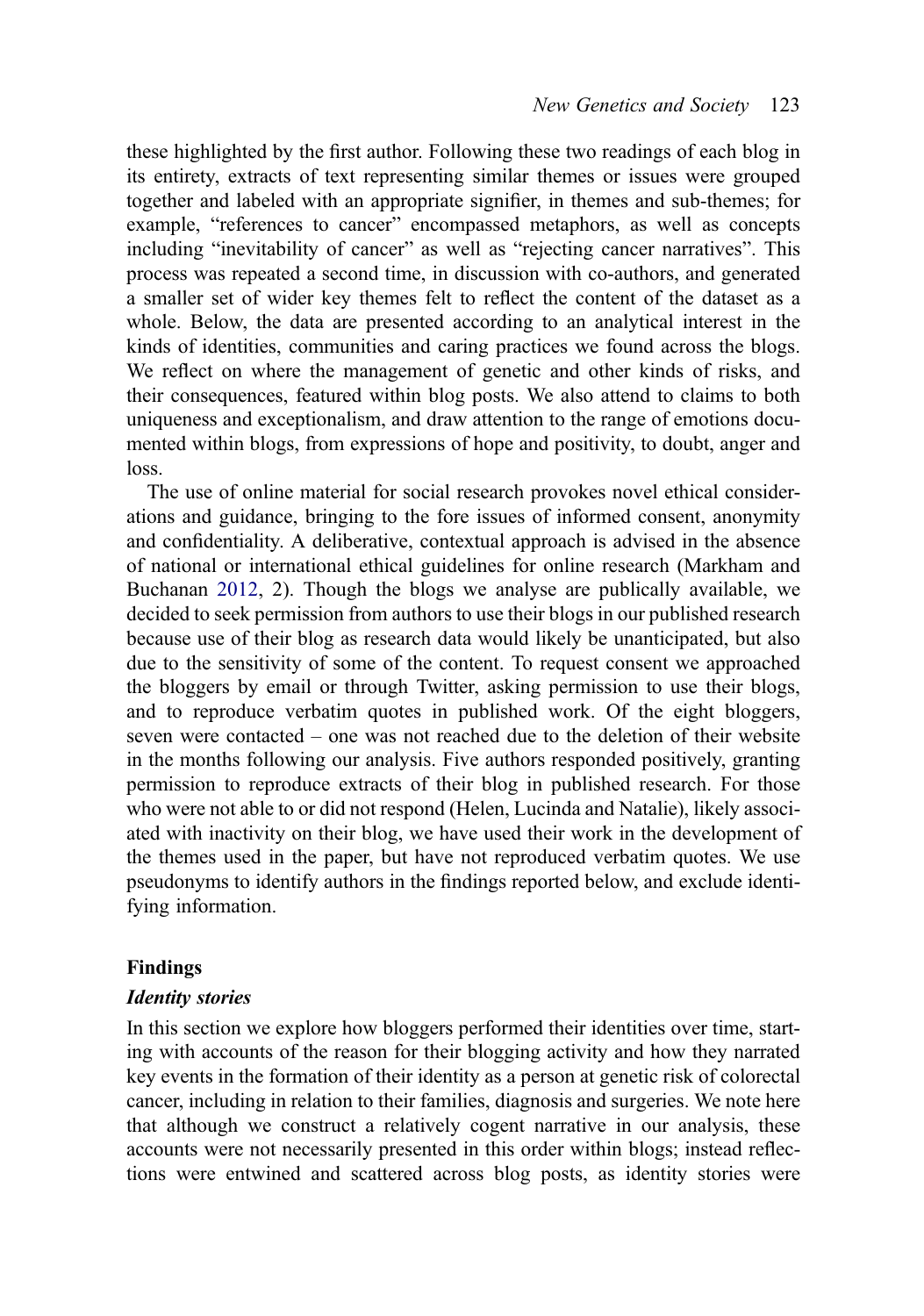these highlighted by the first author. Following these two readings of each blog in its entirety, extracts of text representing similar themes or issues were grouped together and labeled with an appropriate signifier, in themes and sub-themes; for example, "references to cancer" encompassed metaphors, as well as concepts including "inevitability of cancer" as well as "rejecting cancer narratives". This process was repeated a second time, in discussion with co-authors, and generated a smaller set of wider key themes felt to reflect the content of the dataset as a whole. Below, the data are presented according to an analytical interest in the kinds of identities, communities and caring practices we found across the blogs. We reflect on where the management of genetic and other kinds of risks, and their consequences, featured within blog posts. We also attend to claims to both uniqueness and exceptionalism, and draw attention to the range of emotions documented within blogs, from expressions of hope and positivity, to doubt, anger and loss.

The use of online material for social research provokes novel ethical considerations and guidance, bringing to the fore issues of informed consent, anonymity and confidentiality. A deliberative, contextual approach is advised in the absence of national or international ethical guidelines for online research (Markham and Buchanan 2012, 2). Though the blogs we analyse are publically available, we decided to seek permission from authors to use their blogs in our published research because use of their blog as research data would likely be unanticipated, but also due to the sensitivity of some of the content. To request consent we approached the bloggers by email or through Twitter, asking permission to use their blogs, and to reproduce verbatim quotes in published work. Of the eight bloggers, seven were contacted – one was not reached due to the deletion of their website in the months following our analysis. Five authors responded positively, granting permission to reproduce extracts of their blog in published research. For those who were not able to or did not respond (Helen, Lucinda and Natalie), likely associated with inactivity on their blog, we have used their work in the development of the themes used in the paper, but have not reproduced verbatim quotes. We use pseudonyms to identify authors in the findings reported below, and exclude identifying information.

## Findings

### *Identity stories*

In this section we explore how bloggers performed their identities over time, starting with accounts of the reason for their blogging activity and how they narrated key events in the formation of their identity as a person at genetic risk of colorectal cancer, including in relation to their families, diagnosis and surgeries. We note here that although we construct a relatively cogent narrative in our analysis, these accounts were not necessarily presented in this order within blogs; instead reflections were entwined and scattered across blog posts, as identity stories were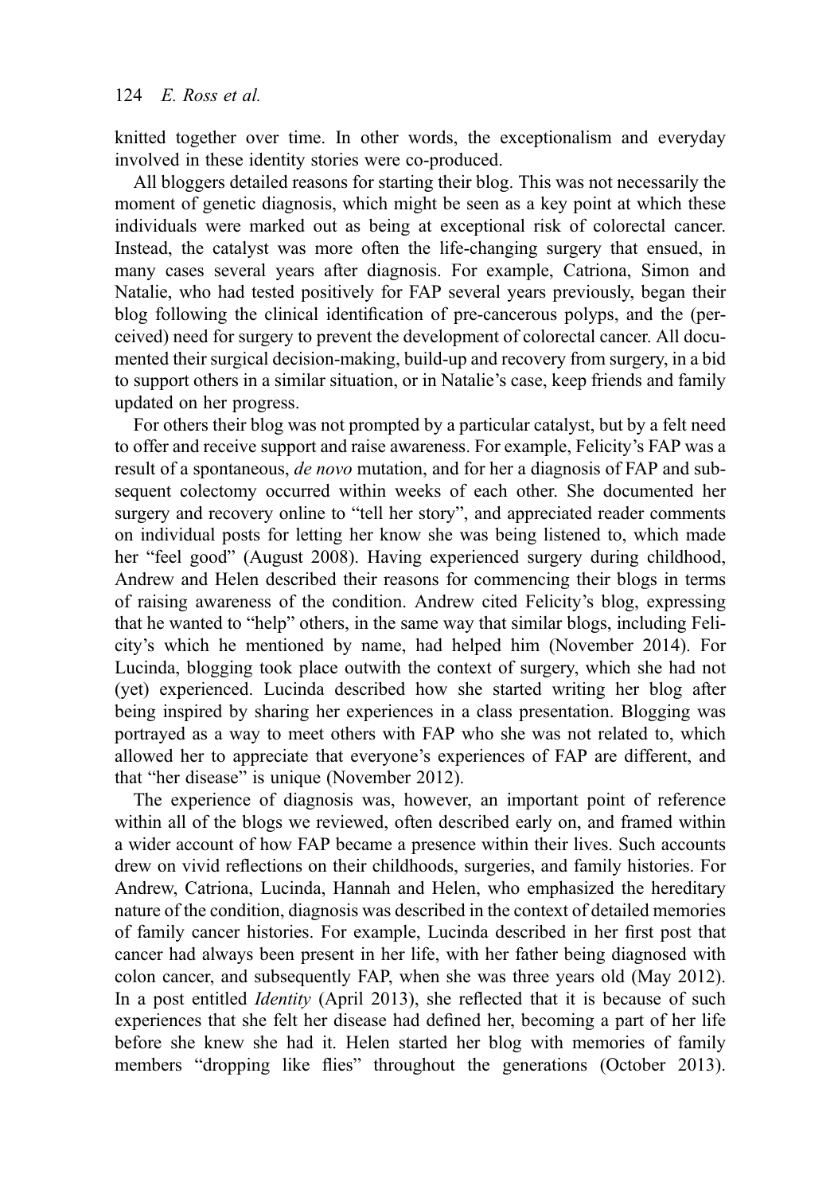knitted together over time. In other words, the exceptionalism and everyday involved in these identity stories were co-produced.

All bloggers detailed reasons for starting their blog. This was not necessarily the moment of genetic diagnosis, which might be seen as a key point at which these individuals were marked out as being at exceptional risk of colorectal cancer. Instead, the catalyst was more often the life-changing surgery that ensued, in many cases several years after diagnosis. For example, Catriona, Simon and Natalie, who had tested positively for FAP several years previously, began their blog following the clinical identification of pre-cancerous polyps, and the (perceived) need for surgery to prevent the development of colorectal cancer. All documented their surgical decision-making, build-up and recovery from surgery, in a bid to support others in a similar situation, or in Natalie's case, keep friends and family updated on her progress.

For others their blog was not prompted by a particular catalyst, but by a felt need to offer and receive support and raise awareness. For example, Felicity's FAP was a result of a spontaneous, *de novo* mutation, and for her a diagnosis of FAP and subsequent colectomy occurred within weeks of each other. She documented her surgery and recovery online to "tell her story", and appreciated reader comments on individual posts for letting her know she was being listened to, which made her "feel good" (August 2008). Having experienced surgery during childhood, Andrew and Helen described their reasons for commencing their blogs in terms of raising awareness of the condition. Andrew cited Felicity's blog, expressing that he wanted to "help" others, in the same way that similar blogs, including Felicity's which he mentioned by name, had helped him (November 2014). For Lucinda, blogging took place outwith the context of surgery, which she had not (yet) experienced. Lucinda described how she started writing her blog after being inspired by sharing her experiences in a class presentation. Blogging was portrayed as a way to meet others with FAP who she was not related to, which allowed her to appreciate that everyone's experiences of FAP are different, and that "her disease" is unique (November 2012).

The experience of diagnosis was, however, an important point of reference within all of the blogs we reviewed, often described early on, and framed within a wider account of how FAP became a presence within their lives. Such accounts drew on vivid reflections on their childhoods, surgeries, and family histories. For Andrew, Catriona, Lucinda, Hannah and Helen, who emphasized the hereditary nature of the condition, diagnosis was described in the context of detailed memories of family cancer histories. For example, Lucinda described in her first post that cancer had always been present in her life, with her father being diagnosed with colon cancer, and subsequently FAP, when she was three years old (May 2012). In a post entitled *Identity* (April 2013), she reflected that it is because of such experiences that she felt her disease had defined her, becoming a part of her life before she knew she had it. Helen started her blog with memories of family members "dropping like flies" throughout the generations (October 2013).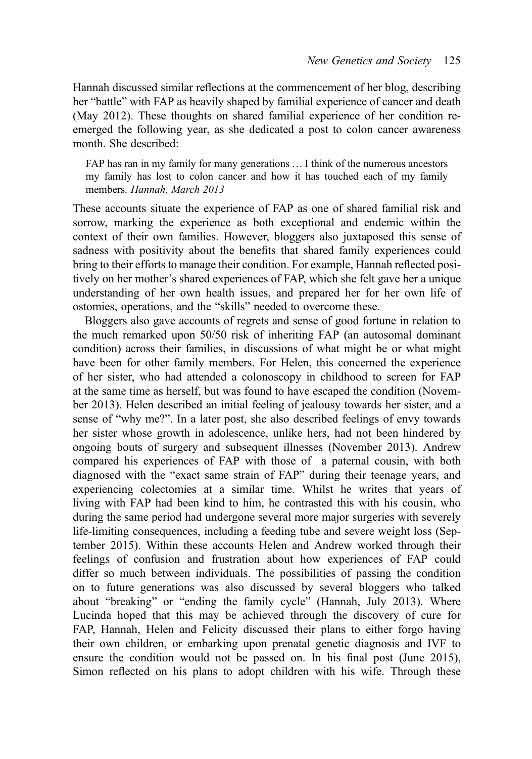Hannah discussed similar reflections at the commencement of her blog, describing her "battle" with FAP as heavily shaped by familial experience of cancer and death (May 2012). These thoughts on shared familial experience of her condition re-emerged the following year, as she dedicated a post to colon cancer awareness month. She described:

> FAP has ran in my family for many generations … I think of the numerous ancestors my family has lost to colon cancer and how it has touched each of my family members. *Hannah, March 2013*

These accounts situate the experience of FAP as one of shared familial risk and sorrow, marking the experience as both exceptional and endemic within the context of their own families. However, bloggers also juxtaposed this sense of sadness with positivity about the benefits that shared family experiences could bring to their efforts to manage their condition. For example, Hannah reflected positively on her mother's shared experiences of FAP, which she felt gave her a unique understanding of her own health issues, and prepared her for her own life of ostomies, operations, and the "skills" needed to overcome these.

Bloggers also gave accounts of regrets and sense of good fortune in relation to the much remarked upon 50/50 risk of inheriting FAP (an autosomal dominant condition) across their families, in discussions of what might be or what might have been for other family members. For Helen, this concerned the experience of her sister, who had attended a colonoscopy in childhood to screen for FAP at the same time as herself, but was found to have escaped the condition (November 2013). Helen described an initial feeling of jealousy towards her sister, and a sense of "why me?". In a later post, she also described feelings of envy towards her sister whose growth in adolescence, unlike hers, had not been hindered by ongoing bouts of surgery and subsequent illnesses (November 2013). Andrew compared his experiences of FAP with those of a paternal cousin, with both diagnosed with the "exact same strain of FAP" during their teenage years, and experiencing colectomies at a similar time. Whilst he writes that years of living with FAP had been kind to him, he contrasted this with his cousin, who during the same period had undergone several more major surgeries with severely life-limiting consequences, including a feeding tube and severe weight loss (September 2015). Within these accounts Helen and Andrew worked through their feelings of confusion and frustration about how experiences of FAP could differ so much between individuals. The possibilities of passing the condition on to future generations was also discussed by several bloggers who talked about "breaking" or "ending the family cycle" (Hannah, July 2013). Where Lucinda hoped that this may be achieved through the discovery of cure for FAP, Hannah, Helen and Felicity discussed their plans to either forgo having their own children, or embarking upon prenatal genetic diagnosis and IVF to ensure the condition would not be passed on. In his final post (June 2015), Simon reflected on his plans to adopt children with his wife. Through these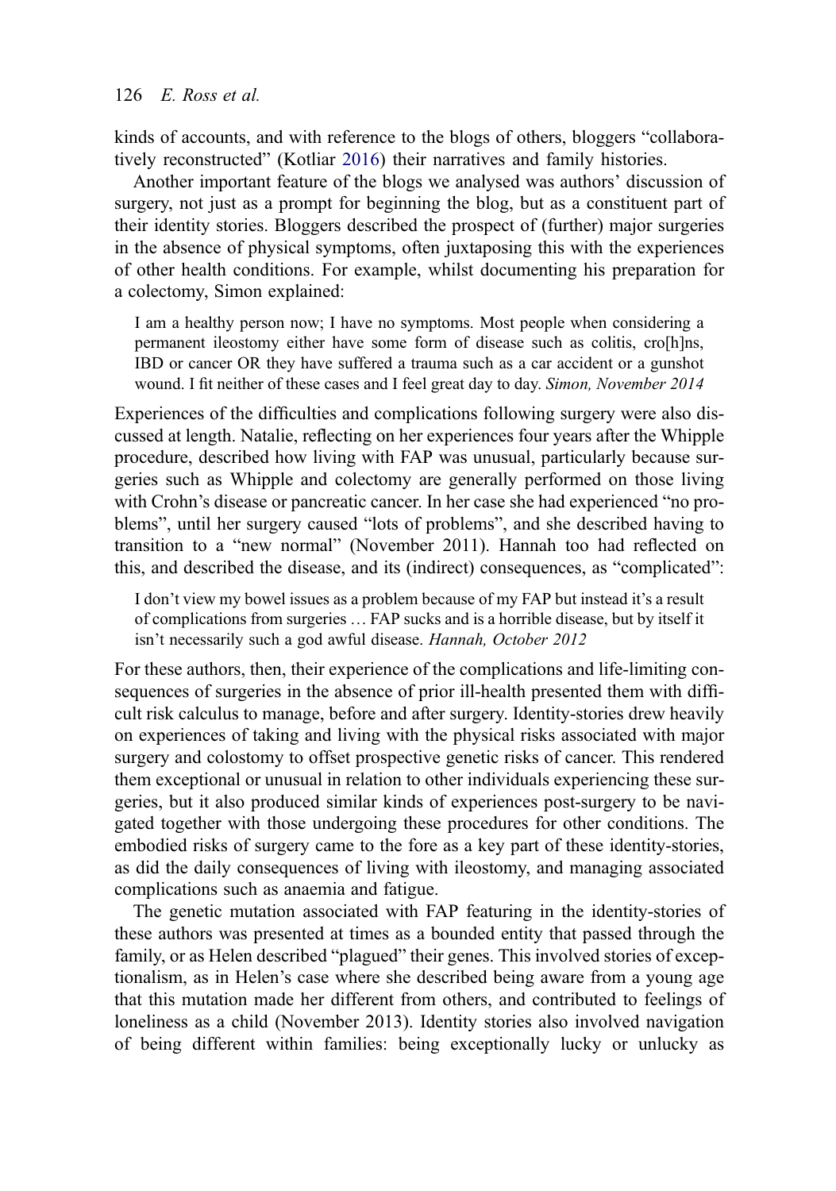kinds of accounts, and with reference to the blogs of others, bloggers "collaboratively reconstructed" (Kotliar 2016) their narratives and family histories.

Another important feature of the blogs we analysed was authors' discussion of surgery, not just as a prompt for beginning the blog, but as a constituent part of their identity stories. Bloggers described the prospect of (further) major surgeries in the absence of physical symptoms, often juxtaposing this with the experiences of other health conditions. For example, whilst documenting his preparation for a colectomy, Simon explained:

> I am a healthy person now; I have no symptoms. Most people when considering a permanent ileostomy either have some form of disease such as colitis, cro[h]ns, IBD or cancer OR they have suffered a trauma such as a car accident or a gunshot wound. I fit neither of these cases and I feel great day to day. *Simon, November 2014*

Experiences of the difficulties and complications following surgery were also discussed at length. Natalie, reflecting on her experiences four years after the Whipple procedure, described how living with FAP was unusual, particularly because surgeries such as Whipple and colectomy are generally performed on those living with Crohn's disease or pancreatic cancer. In her case she had experienced "no problems", until her surgery caused "lots of problems", and she described having to transition to a "new normal" (November 2011). Hannah too had reflected on this, and described the disease, and its (indirect) consequences, as "complicated":

> I don't view my bowel issues as a problem because of my FAP but instead it's a result of complications from surgeries … FAP sucks and is a horrible disease, but by itself it isn't necessarily such a god awful disease. *Hannah, October 2012*

For these authors, then, their experience of the complications and life-limiting consequences of surgeries in the absence of prior ill-health presented them with difficult risk calculus to manage, before and after surgery. Identity-stories drew heavily on experiences of taking and living with the physical risks associated with major surgery and colostomy to offset prospective genetic risks of cancer. This rendered them exceptional or unusual in relation to other individuals experiencing these surgeries, but it also produced similar kinds of experiences post-surgery to be navigated together with those undergoing these procedures for other conditions. The embodied risks of surgery came to the fore as a key part of these identity-stories, as did the daily consequences of living with ileostomy, and managing associated complications such as anaemia and fatigue.

The genetic mutation associated with FAP featuring in the identity-stories of these authors was presented at times as a bounded entity that passed through the family, or as Helen described "plagued" their genes. This involved stories of exceptionalism, as in Helen's case where she described being aware from a young age that this mutation made her different from others, and contributed to feelings of loneliness as a child (November 2013). Identity stories also involved navigation of being different within families: being exceptionally lucky or unlucky as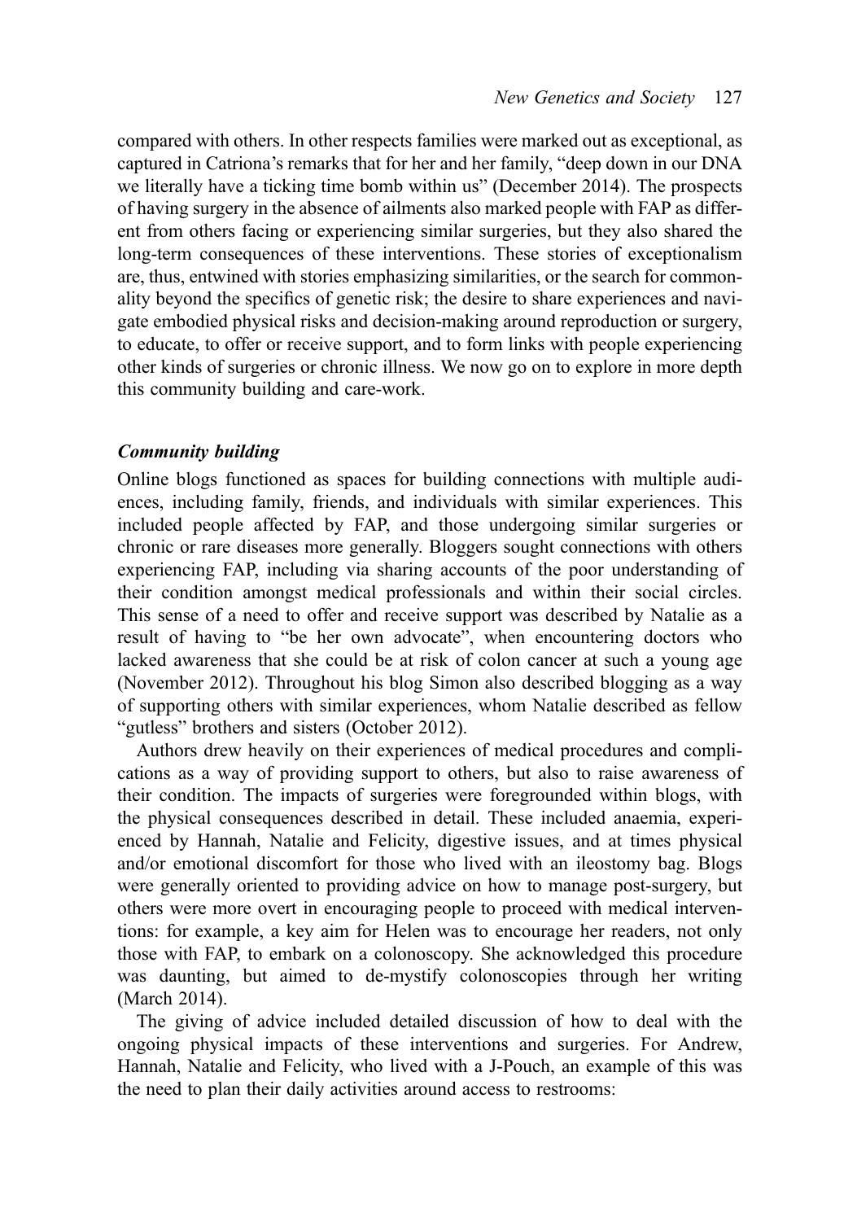compared with others. In other respects families were marked out as exceptional, as captured in Catriona's remarks that for her and her family, "deep down in our DNA we literally have a ticking time bomb within us" (December 2014). The prospects of having surgery in the absence of ailments also marked people with FAP as different from others facing or experiencing similar surgeries, but they also shared the long-term consequences of these interventions. These stories of exceptionalism are, thus, entwined with stories emphasizing similarities, or the search for commonality beyond the specifics of genetic risk; the desire to share experiences and navigate embodied physical risks and decision-making around reproduction or surgery, to educate, to offer or receive support, and to form links with people experiencing other kinds of surgeries or chronic illness. We now go on to explore in more depth this community building and care-work.

### *Community building*

Online blogs functioned as spaces for building connections with multiple audiences, including family, friends, and individuals with similar experiences. This included people affected by FAP, and those undergoing similar surgeries or chronic or rare diseases more generally. Bloggers sought connections with others experiencing FAP, including via sharing accounts of the poor understanding of their condition amongst medical professionals and within their social circles. This sense of a need to offer and receive support was described by Natalie as a result of having to "be her own advocate", when encountering doctors who lacked awareness that she could be at risk of colon cancer at such a young age (November 2012). Throughout his blog Simon also described blogging as a way of supporting others with similar experiences, whom Natalie described as fellow "gutless" brothers and sisters (October 2012).

Authors drew heavily on their experiences of medical procedures and complications as a way of providing support to others, but also to raise awareness of their condition. The impacts of surgeries were foregrounded within blogs, with the physical consequences described in detail. These included anaemia, experienced by Hannah, Natalie and Felicity, digestive issues, and at times physical and/or emotional discomfort for those who lived with an ileostomy bag. Blogs were generally oriented to providing advice on how to manage post-surgery, but others were more overt in encouraging people to proceed with medical interventions: for example, a key aim for Helen was to encourage her readers, not only those with FAP, to embark on a colonoscopy. She acknowledged this procedure was daunting, but aimed to de-mystify colonoscopies through her writing (March 2014).

The giving of advice included detailed discussion of how to deal with the ongoing physical impacts of these interventions and surgeries. For Andrew, Hannah, Natalie and Felicity, who lived with a J-Pouch, an example of this was the need to plan their daily activities around access to restrooms: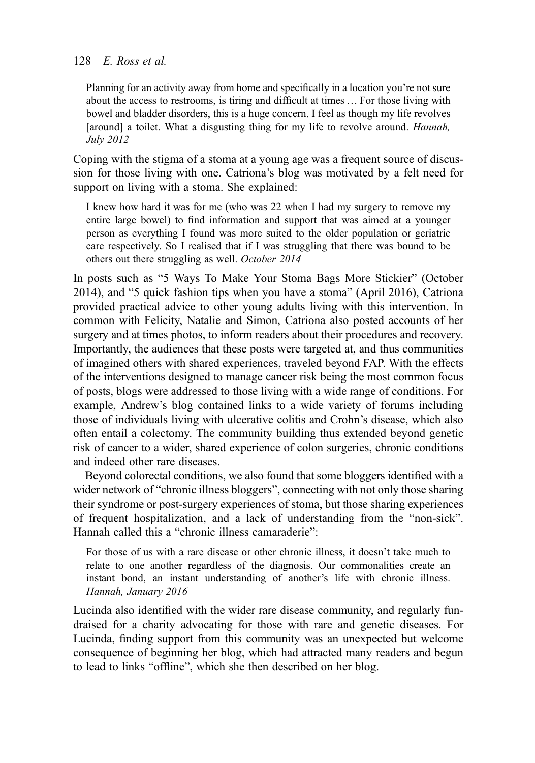> Planning for an activity away from home and specifically in a location you're not sure about the access to restrooms, is tiring and difficult at times … For those living with bowel and bladder disorders, this is a huge concern. I feel as though my life revolves [around] a toilet. What a disgusting thing for my life to revolve around. *Hannah, July 2012*

Coping with the stigma of a stoma at a young age was a frequent source of discussion for those living with one. Catriona's blog was motivated by a felt need for support on living with a stoma. She explained:

> I knew how hard it was for me (who was 22 when I had my surgery to remove my entire large bowel) to find information and support that was aimed at a younger person as everything I found was more suited to the older population or geriatric care respectively. So I realised that if I was struggling that there was bound to be others out there struggling as well. *October 2014*

In posts such as "5 Ways To Make Your Stoma Bags More Stickier" (October 2014), and "5 quick fashion tips when you have a stoma" (April 2016), Catriona provided practical advice to other young adults living with this intervention. In common with Felicity, Natalie and Simon, Catriona also posted accounts of her surgery and at times photos, to inform readers about their procedures and recovery. Importantly, the audiences that these posts were targeted at, and thus communities of imagined others with shared experiences, traveled beyond FAP. With the effects of the interventions designed to manage cancer risk being the most common focus of posts, blogs were addressed to those living with a wide range of conditions. For example, Andrew's blog contained links to a wide variety of forums including those of individuals living with ulcerative colitis and Crohn's disease, which also often entail a colectomy. The community building thus extended beyond genetic risk of cancer to a wider, shared experience of colon surgeries, chronic conditions and indeed other rare diseases.

Beyond colorectal conditions, we also found that some bloggers identified with a wider network of "chronic illness bloggers", connecting with not only those sharing their syndrome or post-surgery experiences of stoma, but those sharing experiences of frequent hospitalization, and a lack of understanding from the "non-sick". Hannah called this a "chronic illness camaraderie":

> For those of us with a rare disease or other chronic illness, it doesn't take much to relate to one another regardless of the diagnosis. Our commonalities create an instant bond, an instant understanding of another's life with chronic illness. *Hannah, January 2016*

Lucinda also identified with the wider rare disease community, and regularly fundraised for a charity advocating for those with rare and genetic diseases. For Lucinda, finding support from this community was an unexpected but welcome consequence of beginning her blog, which had attracted many readers and begun to lead to links "offline", which she then described on her blog.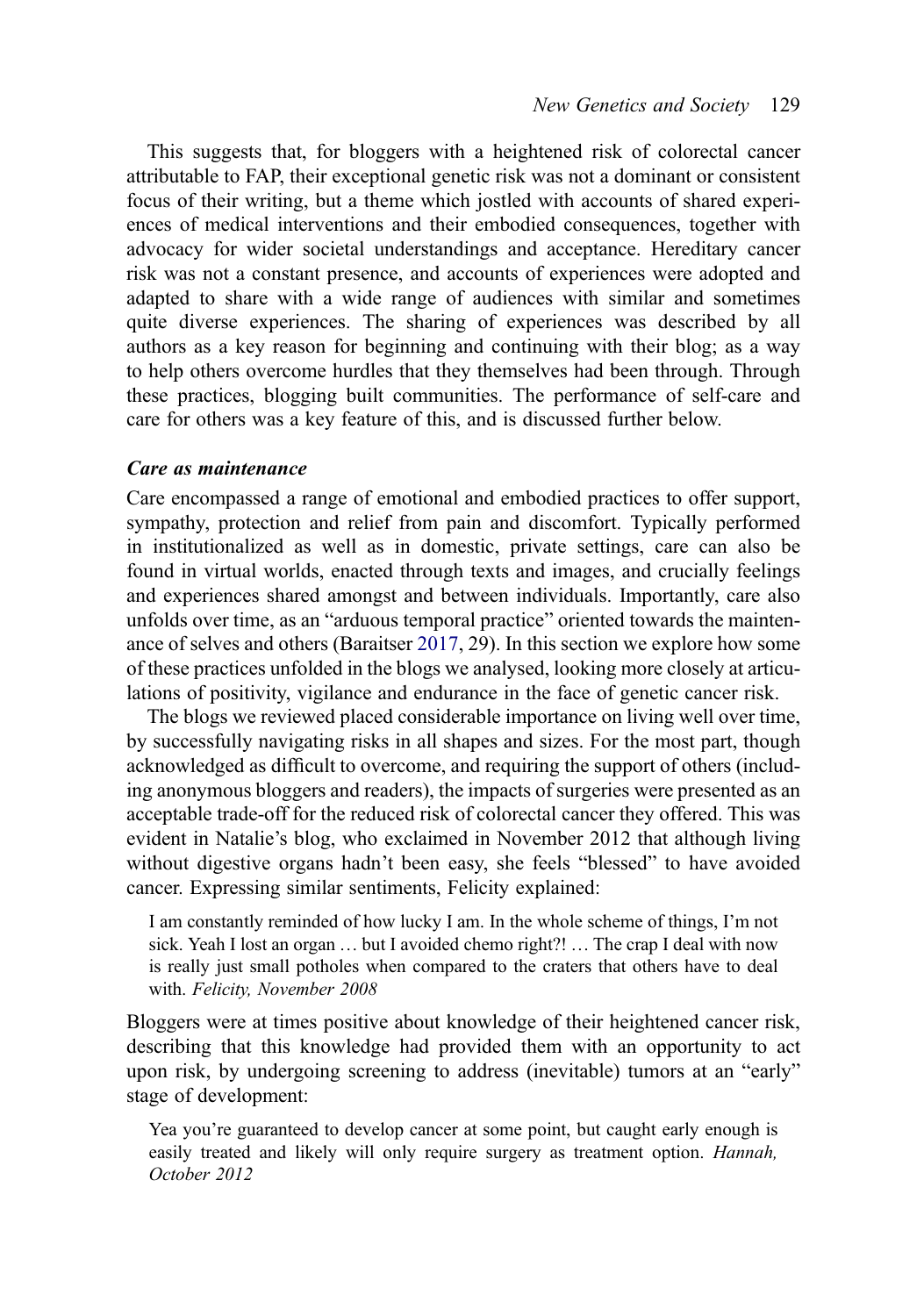This suggests that, for bloggers with a heightened risk of colorectal cancer attributable to FAP, their exceptional genetic risk was not a dominant or consistent focus of their writing, but a theme which jostled with accounts of shared experiences of medical interventions and their embodied consequences, together with advocacy for wider societal understandings and acceptance. Hereditary cancer risk was not a constant presence, and accounts of experiences were adopted and adapted to share with a wide range of audiences with similar and sometimes quite diverse experiences. The sharing of experiences was described by all authors as a key reason for beginning and continuing with their blog; as a way to help others overcome hurdles that they themselves had been through. Through these practices, blogging built communities. The performance of self-care and care for others was a key feature of this, and is discussed further below.

### *Care as maintenance*

Care encompassed a range of emotional and embodied practices to offer support, sympathy, protection and relief from pain and discomfort. Typically performed in institutionalized as well as in domestic, private settings, care can also be found in virtual worlds, enacted through texts and images, and crucially feelings and experiences shared amongst and between individuals. Importantly, care also unfolds over time, as an "arduous temporal practice" oriented towards the maintenance of selves and others (Baraitser 2017, 29). In this section we explore how some of these practices unfolded in the blogs we analysed, looking more closely at articulations of positivity, vigilance and endurance in the face of genetic cancer risk.

The blogs we reviewed placed considerable importance on living well over time, by successfully navigating risks in all shapes and sizes. For the most part, though acknowledged as difficult to overcome, and requiring the support of others (including anonymous bloggers and readers), the impacts of surgeries were presented as an acceptable trade-off for the reduced risk of colorectal cancer they offered. This was evident in Natalie's blog, who exclaimed in November 2012 that although living without digestive organs hadn't been easy, she feels "blessed" to have avoided cancer. Expressing similar sentiments, Felicity explained:

> I am constantly reminded of how lucky I am. In the whole scheme of things, I'm not sick. Yeah I lost an organ … but I avoided chemo right?! … The crap I deal with now is really just small potholes when compared to the craters that others have to deal with. *Felicity, November 2008*

Bloggers were at times positive about knowledge of their heightened cancer risk, describing that this knowledge had provided them with an opportunity to act upon risk, by undergoing screening to address (inevitable) tumors at an "early" stage of development:

> Yea you're guaranteed to develop cancer at some point, but caught early enough is easily treated and likely will only require surgery as treatment option. *Hannah, October 2012*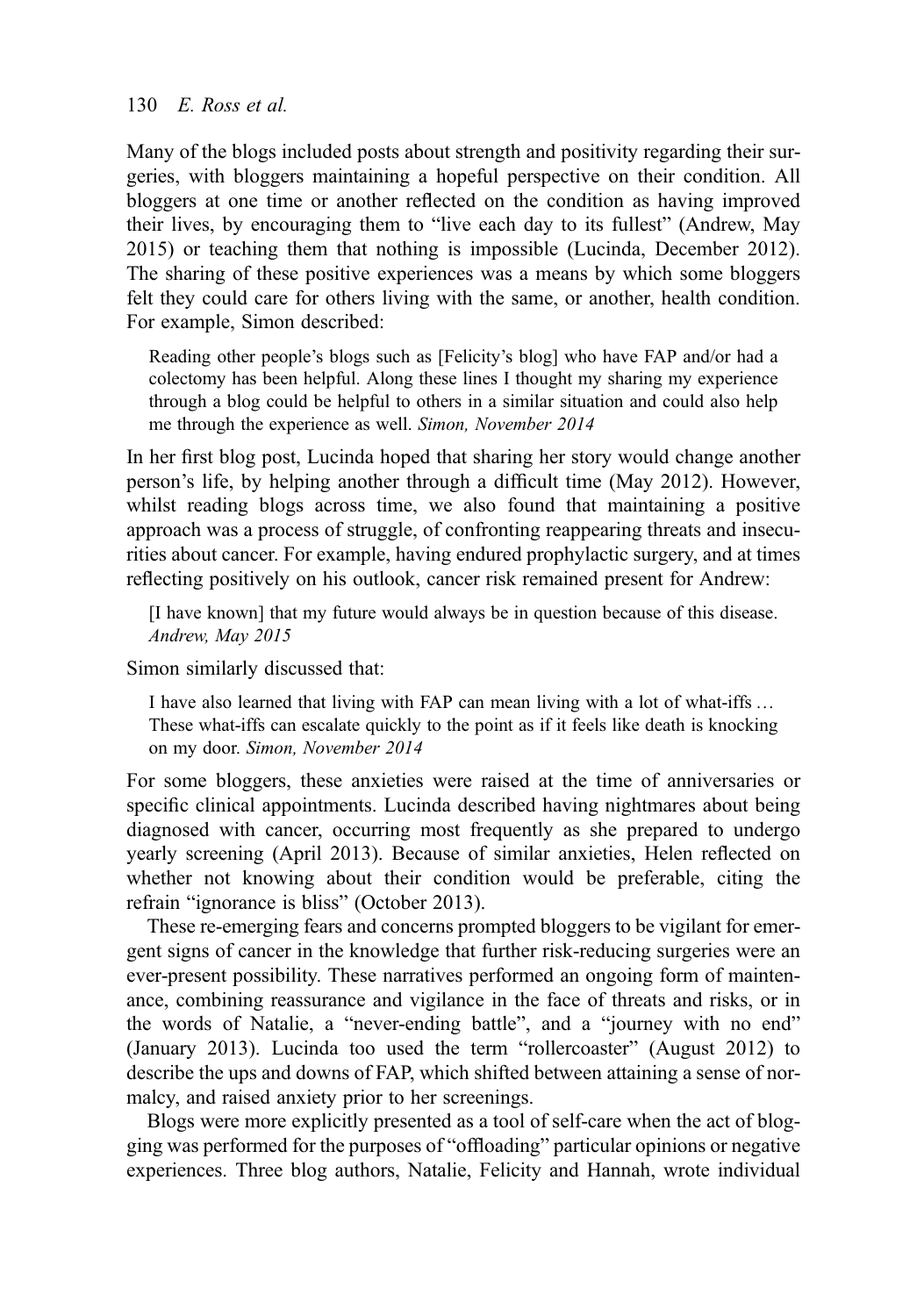Many of the blogs included posts about strength and positivity regarding their surgeries, with bloggers maintaining a hopeful perspective on their condition. All bloggers at one time or another reflected on the condition as having improved their lives, by encouraging them to "live each day to its fullest" (Andrew, May 2015) or teaching them that nothing is impossible (Lucinda, December 2012). The sharing of these positive experiences was a means by which some bloggers felt they could care for others living with the same, or another, health condition. For example, Simon described:

> Reading other people's blogs such as [Felicity's blog] who have FAP and/or had a colectomy has been helpful. Along these lines I thought my sharing my experience through a blog could be helpful to others in a similar situation and could also help me through the experience as well. *Simon, November 2014*

In her first blog post, Lucinda hoped that sharing her story would change another person's life, by helping another through a difficult time (May 2012). However, whilst reading blogs across time, we also found that maintaining a positive approach was a process of struggle, of confronting reappearing threats and insecurities about cancer. For example, having endured prophylactic surgery, and at times reflecting positively on his outlook, cancer risk remained present for Andrew:

> [I have known] that my future would always be in question because of this disease. *Andrew, May 2015*

Simon similarly discussed that:

> I have also learned that living with FAP can mean living with a lot of what-iffs … These what-iffs can escalate quickly to the point as if it feels like death is knocking on my door. *Simon, November 2014*

For some bloggers, these anxieties were raised at the time of anniversaries or specific clinical appointments. Lucinda described having nightmares about being diagnosed with cancer, occurring most frequently as she prepared to undergo yearly screening (April 2013). Because of similar anxieties, Helen reflected on whether not knowing about their condition would be preferable, citing the refrain "ignorance is bliss" (October 2013).

These re-emerging fears and concerns prompted bloggers to be vigilant for emergent signs of cancer in the knowledge that further risk-reducing surgeries were an ever-present possibility. These narratives performed an ongoing form of maintenance, combining reassurance and vigilance in the face of threats and risks, or in the words of Natalie, a "never-ending battle", and a "journey with no end" (January 2013). Lucinda too used the term "rollercoaster" (August 2012) to describe the ups and downs of FAP, which shifted between attaining a sense of normalcy, and raised anxiety prior to her screenings.

Blogs were more explicitly presented as a tool of self-care when the act of blogging was performed for the purposes of "offloading" particular opinions or negative experiences. Three blog authors, Natalie, Felicity and Hannah, wrote individual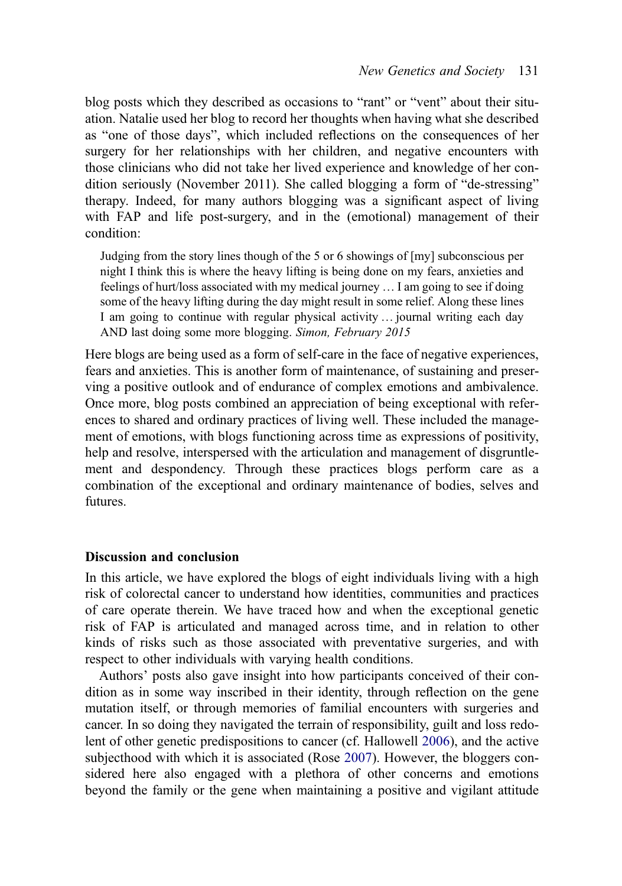blog posts which they described as occasions to "rant" or "vent" about their situation. Natalie used her blog to record her thoughts when having what she described as "one of those days", which included reflections on the consequences of her surgery for her relationships with her children, and negative encounters with those clinicians who did not take her lived experience and knowledge of her condition seriously (November 2011). She called blogging a form of "de-stressing" therapy. Indeed, for many authors blogging was a significant aspect of living with FAP and life post-surgery, and in the (emotional) management of their condition:

> Judging from the story lines though of the 5 or 6 showings of [my] subconscious per night I think this is where the heavy lifting is being done on my fears, anxieties and feelings of hurt/loss associated with my medical journey … I am going to see if doing some of the heavy lifting during the day might result in some relief. Along these lines I am going to continue with regular physical activity … journal writing each day AND last doing some more blogging. *Simon, February 2015*

Here blogs are being used as a form of self-care in the face of negative experiences, fears and anxieties. This is another form of maintenance, of sustaining and preserving a positive outlook and of endurance of complex emotions and ambivalence. Once more, blog posts combined an appreciation of being exceptional with references to shared and ordinary practices of living well. These included the management of emotions, with blogs functioning across time as expressions of positivity, help and resolve, interspersed with the articulation and management of disgruntlement and despondency. Through these practices blogs perform care as a combination of the exceptional and ordinary maintenance of bodies, selves and futures.

## Discussion and conclusion

In this article, we have explored the blogs of eight individuals living with a high risk of colorectal cancer to understand how identities, communities and practices of care operate therein. We have traced how and when the exceptional genetic risk of FAP is articulated and managed across time, and in relation to other kinds of risks such as those associated with preventative surgeries, and with respect to other individuals with varying health conditions.

Authors' posts also gave insight into how participants conceived of their condition as in some way inscribed in their identity, through reflection on the gene mutation itself, or through memories of familial encounters with surgeries and cancer. In so doing they navigated the terrain of responsibility, guilt and loss redolent of other genetic predispositions to cancer (cf. Hallowell 2006), and the active subjecthood with which it is associated (Rose 2007). However, the bloggers considered here also engaged with a plethora of other concerns and emotions beyond the family or the gene when maintaining a positive and vigilant attitude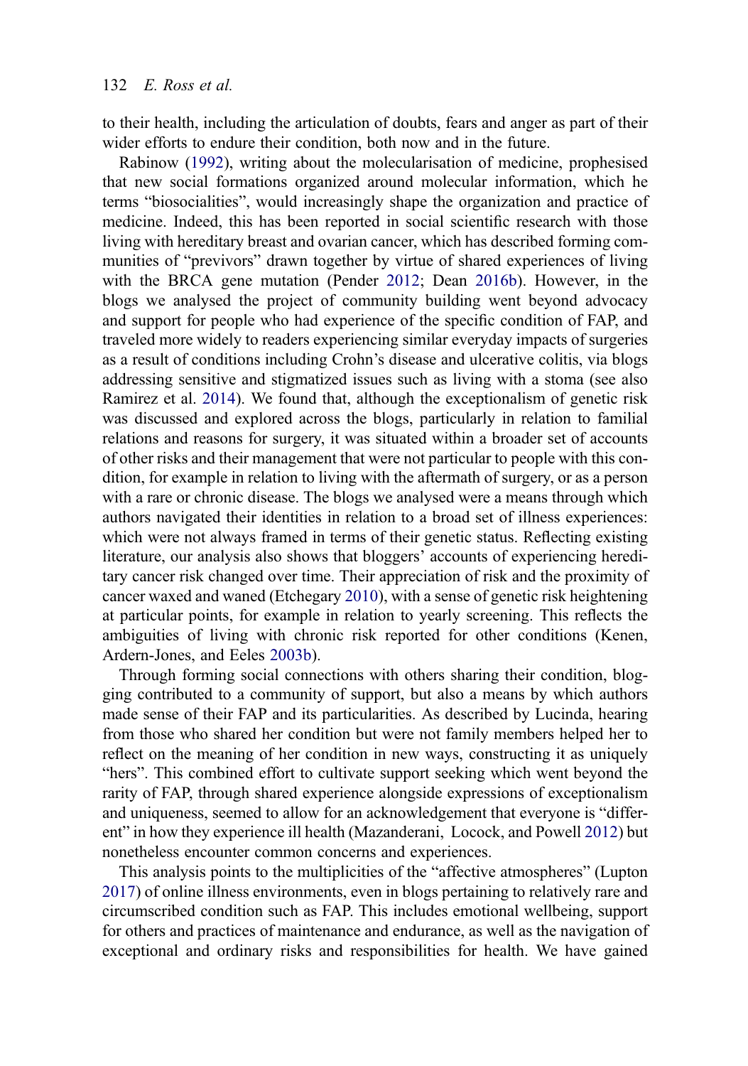to their health, including the articulation of doubts, fears and anger as part of their wider efforts to endure their condition, both now and in the future.

Rabinow (1992), writing about the molecularisation of medicine, prophesised that new social formations organized around molecular information, which he terms "biosocialities", would increasingly shape the organization and practice of medicine. Indeed, this has been reported in social scientific research with those living with hereditary breast and ovarian cancer, which has described forming communities of "previvors" drawn together by virtue of shared experiences of living with the BRCA gene mutation (Pender 2012; Dean 2016b). However, in the blogs we analysed the project of community building went beyond advocacy and support for people who had experience of the specific condition of FAP, and traveled more widely to readers experiencing similar everyday impacts of surgeries as a result of conditions including Crohn's disease and ulcerative colitis, via blogs addressing sensitive and stigmatized issues such as living with a stoma (see also Ramirez et al. 2014). We found that, although the exceptionalism of genetic risk was discussed and explored across the blogs, particularly in relation to familial relations and reasons for surgery, it was situated within a broader set of accounts of other risks and their management that were not particular to people with this condition, for example in relation to living with the aftermath of surgery, or as a person with a rare or chronic disease. The blogs we analysed were a means through which authors navigated their identities in relation to a broad set of illness experiences: which were not always framed in terms of their genetic status. Reflecting existing literature, our analysis also shows that bloggers' accounts of experiencing hereditary cancer risk changed over time. Their appreciation of risk and the proximity of cancer waxed and waned (Etchegary 2010), with a sense of genetic risk heightening at particular points, for example in relation to yearly screening. This reflects the ambiguities of living with chronic risk reported for other conditions (Kenen, Ardern-Jones, and Eeles 2003b).

Through forming social connections with others sharing their condition, blogging contributed to a community of support, but also a means by which authors made sense of their FAP and its particularities. As described by Lucinda, hearing from those who shared her condition but were not family members helped her to reflect on the meaning of her condition in new ways, constructing it as uniquely "hers". This combined effort to cultivate support seeking which went beyond the rarity of FAP, through shared experience alongside expressions of exceptionalism and uniqueness, seemed to allow for an acknowledgement that everyone is "different" in how they experience ill health (Mazanderani, Locock, and Powell 2012) but nonetheless encounter common concerns and experiences.

This analysis points to the multiplicities of the "affective atmospheres" (Lupton 2017) of online illness environments, even in blogs pertaining to relatively rare and circumscribed condition such as FAP. This includes emotional wellbeing, support for others and practices of maintenance and endurance, as well as the navigation of exceptional and ordinary risks and responsibilities for health. We have gained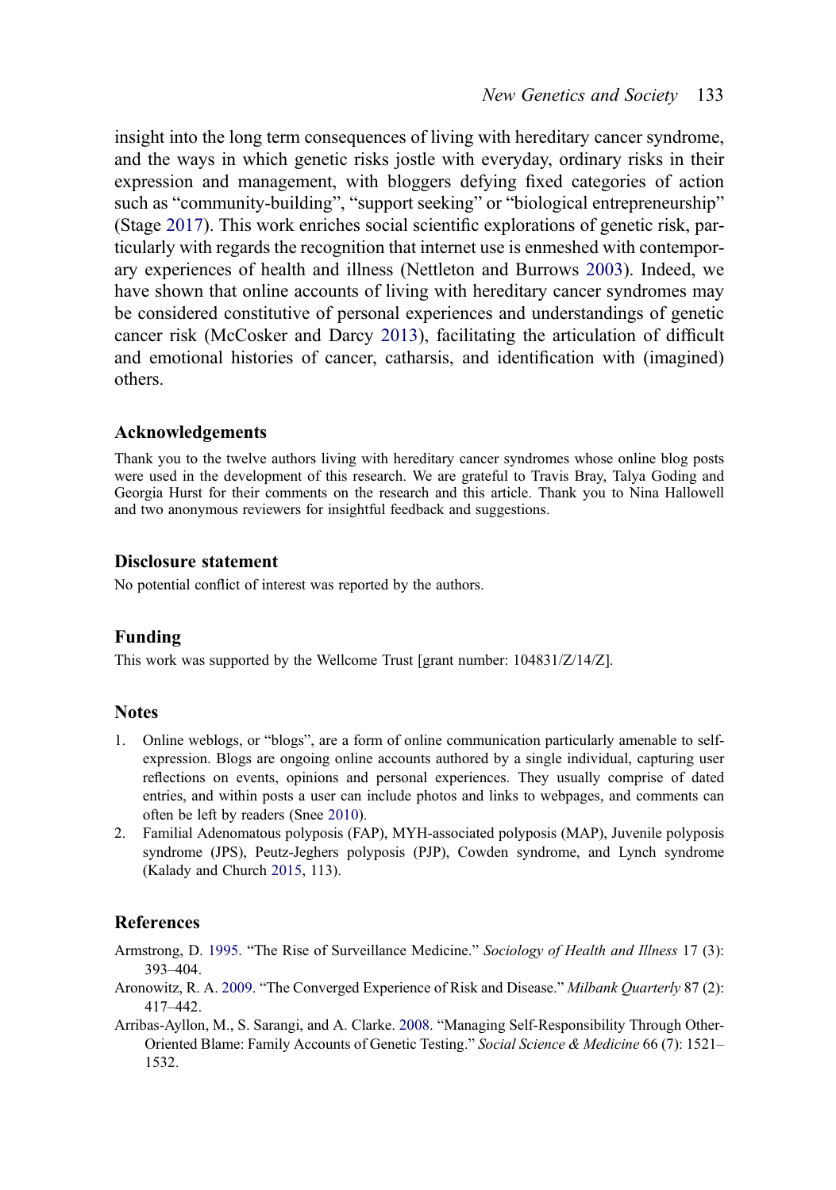insight into the long term consequences of living with hereditary cancer syndrome, and the ways in which genetic risks jostle with everyday, ordinary risks in their expression and management, with bloggers defying fixed categories of action such as "community-building", "support seeking" or "biological entrepreneurship" (Stage 2017). This work enriches social scientific explorations of genetic risk, particularly with regards the recognition that internet use is enmeshed with contemporary experiences of health and illness (Nettleton and Burrows 2003). Indeed, we have shown that online accounts of living with hereditary cancer syndromes may be considered constitutive of personal experiences and understandings of genetic cancer risk (McCosker and Darcy 2013), facilitating the articulation of difficult and emotional histories of cancer, catharsis, and identification with (imagined) others.

## Acknowledgements

Thank you to the twelve authors living with hereditary cancer syndromes whose online blog posts were used in the development of this research. We are grateful to Travis Bray, Talya Goding and Georgia Hurst for their comments on the research and this article. Thank you to Nina Hallowell and two anonymous reviewers for insightful feedback and suggestions.

## Disclosure statement

No potential conflict of interest was reported by the authors.

## Funding

This work was supported by the Wellcome Trust [grant number: 104831/Z/14/Z].

## Notes

1. Online weblogs, or "blogs", are a form of online communication particularly amenable to self-expression. Blogs are ongoing online accounts authored by a single individual, capturing user reflections on events, opinions and personal experiences. They usually comprise of dated entries, and within posts a user can include photos and links to webpages, and comments can often be left by readers (Snee 2010).
2. Familial Adenomatous polyposis (FAP), MYH-associated polyposis (MAP), Juvenile polyposis syndrome (JPS), Peutz-Jeghers polyposis (PJP), Cowden syndrome, and Lynch syndrome (Kalady and Church 2015, 113).

## References

Armstrong, D. 1995. "The Rise of Surveillance Medicine." *Sociology of Health and Illness* 17 (3): 393–404.

Aronowitz, R. A. 2009. "The Converged Experience of Risk and Disease." *Milbank Quarterly* 87 (2): 417–442.

Arribas-Ayllon, M., S. Sarangi, and A. Clarke. 2008. "Managing Self-Responsibility Through Other-Oriented Blame: Family Accounts of Genetic Testing." *Social Science & Medicine* 66 (7): 1521–1532.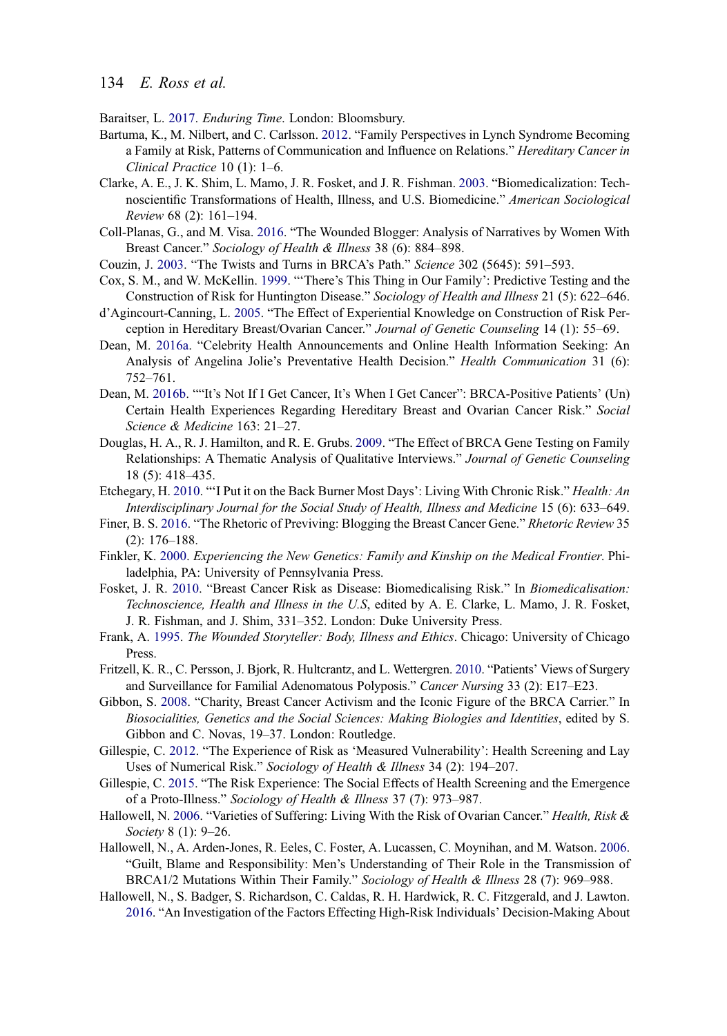Baraitser, L. 2017. *Enduring Time*. London: Bloomsbury.

Bartuma, K., M. Nilbert, and C. Carlsson. 2012. "Family Perspectives in Lynch Syndrome Becoming a Family at Risk, Patterns of Communication and Influence on Relations." *Hereditary Cancer in Clinical Practice* 10 (1): 1–6.

Clarke, A. E., J. K. Shim, L. Mamo, J. R. Fosket, and J. R. Fishman. 2003. "Biomedicalization: Technoscientific Transformations of Health, Illness, and U.S. Biomedicine." *American Sociological Review* 68 (2): 161–194.

Coll-Planas, G., and M. Visa. 2016. "The Wounded Blogger: Analysis of Narratives by Women With Breast Cancer." *Sociology of Health & Illness* 38 (6): 884–898.

Couzin, J. 2003. "The Twists and Turns in BRCA's Path." *Science* 302 (5645): 591–593.

Cox, S. M., and W. McKellin. 1999. "'There's This Thing in Our Family': Predictive Testing and the Construction of Risk for Huntington Disease." *Sociology of Health and Illness* 21 (5): 622–646.

d'Agincourt-Canning, L. 2005. "The Effect of Experiential Knowledge on Construction of Risk Perception in Hereditary Breast/Ovarian Cancer." *Journal of Genetic Counseling* 14 (1): 55–69.

Dean, M. 2016a. "Celebrity Health Announcements and Online Health Information Seeking: An Analysis of Angelina Jolie's Preventative Health Decision." *Health Communication* 31 (6): 752–761.

Dean, M. 2016b. ""It's Not If I Get Cancer, It's When I Get Cancer": BRCA-Positive Patients' (Un) Certain Health Experiences Regarding Hereditary Breast and Ovarian Cancer Risk." *Social Science & Medicine* 163: 21–27.

Douglas, H. A., R. J. Hamilton, and R. E. Grubs. 2009. "The Effect of BRCA Gene Testing on Family Relationships: A Thematic Analysis of Qualitative Interviews." *Journal of Genetic Counseling* 18 (5): 418–435.

Etchegary, H. 2010. "'I Put it on the Back Burner Most Days': Living With Chronic Risk." *Health: An Interdisciplinary Journal for the Social Study of Health, Illness and Medicine* 15 (6): 633–649.

Finer, B. S. 2016. "The Rhetoric of Previving: Blogging the Breast Cancer Gene." *Rhetoric Review* 35 (2): 176–188.

Finkler, K. 2000. *Experiencing the New Genetics: Family and Kinship on the Medical Frontier*. Philadelphia, PA: University of Pennsylvania Press.

Fosket, J. R. 2010. "Breast Cancer Risk as Disease: Biomedicalising Risk." In *Biomedicalisation: Technoscience, Health and Illness in the U.S*, edited by A. E. Clarke, L. Mamo, J. R. Fosket, J. R. Fishman, and J. Shim, 331–352. London: Duke University Press.

Frank, A. 1995. *The Wounded Storyteller: Body, Illness and Ethics*. Chicago: University of Chicago Press.

Fritzell, K. R., C. Persson, J. Bjork, R. Hultcrantz, and L. Wettergren. 2010. "Patients' Views of Surgery and Surveillance for Familial Adenomatous Polyposis." *Cancer Nursing* 33 (2): E17–E23.

Gibbon, S. 2008. "Charity, Breast Cancer Activism and the Iconic Figure of the BRCA Carrier." In *Biosocialities, Genetics and the Social Sciences: Making Biologies and Identities*, edited by S. Gibbon and C. Novas, 19–37. London: Routledge.

Gillespie, C. 2012. "The Experience of Risk as 'Measured Vulnerability': Health Screening and Lay Uses of Numerical Risk." *Sociology of Health & Illness* 34 (2): 194–207.

Gillespie, C. 2015. "The Risk Experience: The Social Effects of Health Screening and the Emergence of a Proto-Illness." *Sociology of Health & Illness* 37 (7): 973–987.

Hallowell, N. 2006. "Varieties of Suffering: Living With the Risk of Ovarian Cancer." *Health, Risk & Society* 8 (1): 9–26.

Hallowell, N., A. Arden-Jones, R. Eeles, C. Foster, A. Lucassen, C. Moynihan, and M. Watson. 2006. "Guilt, Blame and Responsibility: Men's Understanding of Their Role in the Transmission of BRCA1/2 Mutations Within Their Family." *Sociology of Health & Illness* 28 (7): 969–988.

Hallowell, N., S. Badger, S. Richardson, C. Caldas, R. H. Hardwick, R. C. Fitzgerald, and J. Lawton. 2016. "An Investigation of the Factors Effecting High-Risk Individuals' Decision-Making About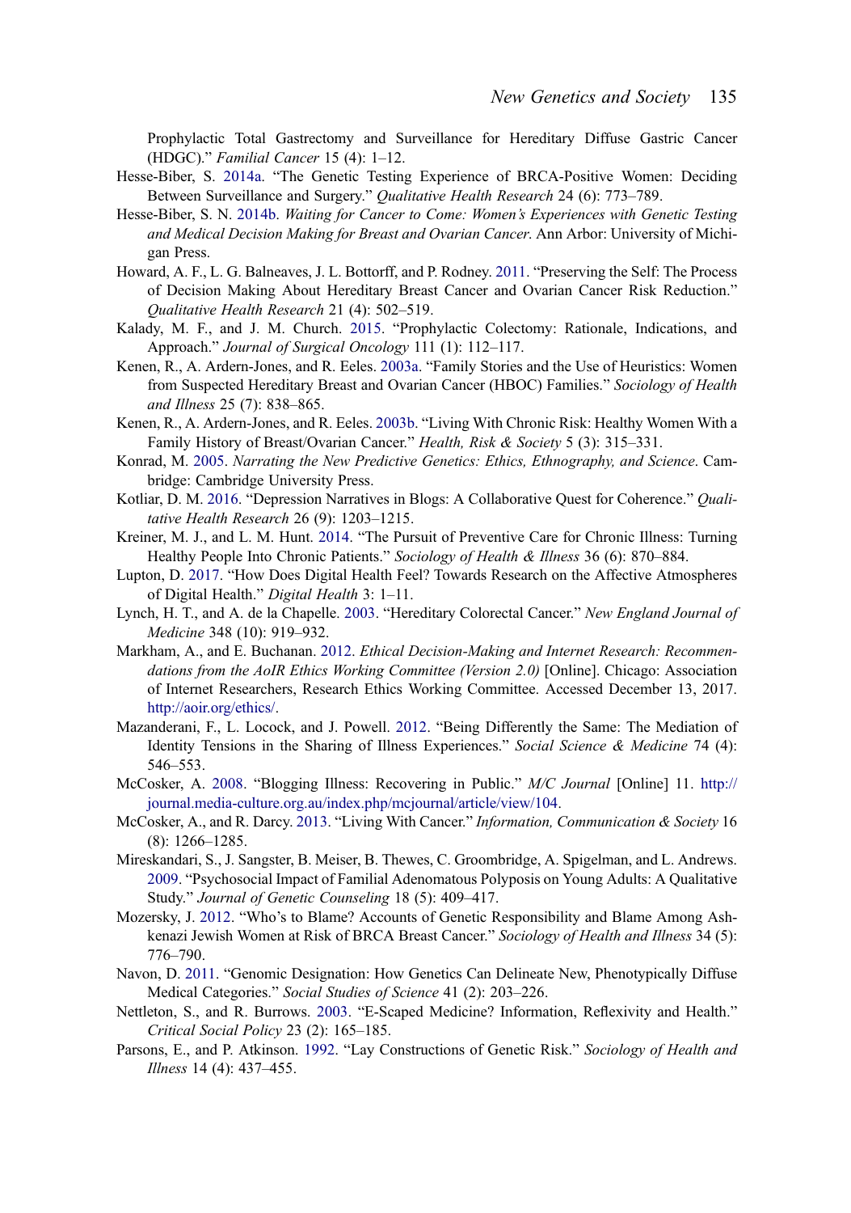Prophylactic Total Gastrectomy and Surveillance for Hereditary Diffuse Gastric Cancer (HDGC)." *Familial Cancer* 15 (4): 1–12.

Hesse-Biber, S. 2014a. "The Genetic Testing Experience of BRCA-Positive Women: Deciding Between Surveillance and Surgery." *Qualitative Health Research* 24 (6): 773–789.

Hesse-Biber, S. N. 2014b. *Waiting for Cancer to Come: Women's Experiences with Genetic Testing and Medical Decision Making for Breast and Ovarian Cancer*. Ann Arbor: University of Michigan Press.

Howard, A. F., L. G. Balneaves, J. L. Bottorff, and P. Rodney. 2011. "Preserving the Self: The Process of Decision Making About Hereditary Breast Cancer and Ovarian Cancer Risk Reduction." *Qualitative Health Research* 21 (4): 502–519.

Kalady, M. F., and J. M. Church. 2015. "Prophylactic Colectomy: Rationale, Indications, and Approach." *Journal of Surgical Oncology* 111 (1): 112–117.

Kenen, R., A. Ardern-Jones, and R. Eeles. 2003a. "Family Stories and the Use of Heuristics: Women from Suspected Hereditary Breast and Ovarian Cancer (HBOC) Families." *Sociology of Health and Illness* 25 (7): 838–865.

Kenen, R., A. Ardern-Jones, and R. Eeles. 2003b. "Living With Chronic Risk: Healthy Women With a Family History of Breast/Ovarian Cancer." *Health, Risk & Society* 5 (3): 315–331.

Konrad, M. 2005. *Narrating the New Predictive Genetics: Ethics, Ethnography, and Science*. Cambridge: Cambridge University Press.

Kotliar, D. M. 2016. "Depression Narratives in Blogs: A Collaborative Quest for Coherence." *Qualitative Health Research* 26 (9): 1203–1215.

Kreiner, M. J., and L. M. Hunt. 2014. "The Pursuit of Preventive Care for Chronic Illness: Turning Healthy People Into Chronic Patients." *Sociology of Health & Illness* 36 (6): 870–884.

Lupton, D. 2017. "How Does Digital Health Feel? Towards Research on the Affective Atmospheres of Digital Health." *Digital Health* 3: 1–11.

Lynch, H. T., and A. de la Chapelle. 2003. "Hereditary Colorectal Cancer." *New England Journal of Medicine* 348 (10): 919–932.

Markham, A., and E. Buchanan. 2012. *Ethical Decision-Making and Internet Research: Recommendations from the AoIR Ethics Working Committee (Version 2.0)* [Online]. Chicago: Association of Internet Researchers, Research Ethics Working Committee. Accessed December 13, 2017. http://aoir.org/ethics/.

Mazanderani, F., L. Locock, and J. Powell. 2012. "Being Differently the Same: The Mediation of Identity Tensions in the Sharing of Illness Experiences." *Social Science & Medicine* 74 (4): 546–553.

McCosker, A. 2008. "Blogging Illness: Recovering in Public." *M/C Journal* [Online] 11. http://journal.media-culture.org.au/index.php/mcjournal/article/view/104.

McCosker, A., and R. Darcy. 2013. "Living With Cancer." *Information, Communication & Society* 16 (8): 1266–1285.

Mireskandari, S., J. Sangster, B. Meiser, B. Thewes, C. Groombridge, A. Spigelman, and L. Andrews. 2009. "Psychosocial Impact of Familial Adenomatous Polyposis on Young Adults: A Qualitative Study." *Journal of Genetic Counseling* 18 (5): 409–417.

Mozersky, J. 2012. "Who's to Blame? Accounts of Genetic Responsibility and Blame Among Ashkenazi Jewish Women at Risk of BRCA Breast Cancer." *Sociology of Health and Illness* 34 (5): 776–790.

Navon, D. 2011. "Genomic Designation: How Genetics Can Delineate New, Phenotypically Diffuse Medical Categories." *Social Studies of Science* 41 (2): 203–226.

Nettleton, S., and R. Burrows. 2003. "E-Scaped Medicine? Information, Reflexivity and Health." *Critical Social Policy* 23 (2): 165–185.

Parsons, E., and P. Atkinson. 1992. "Lay Constructions of Genetic Risk." *Sociology of Health and Illness* 14 (4): 437–455.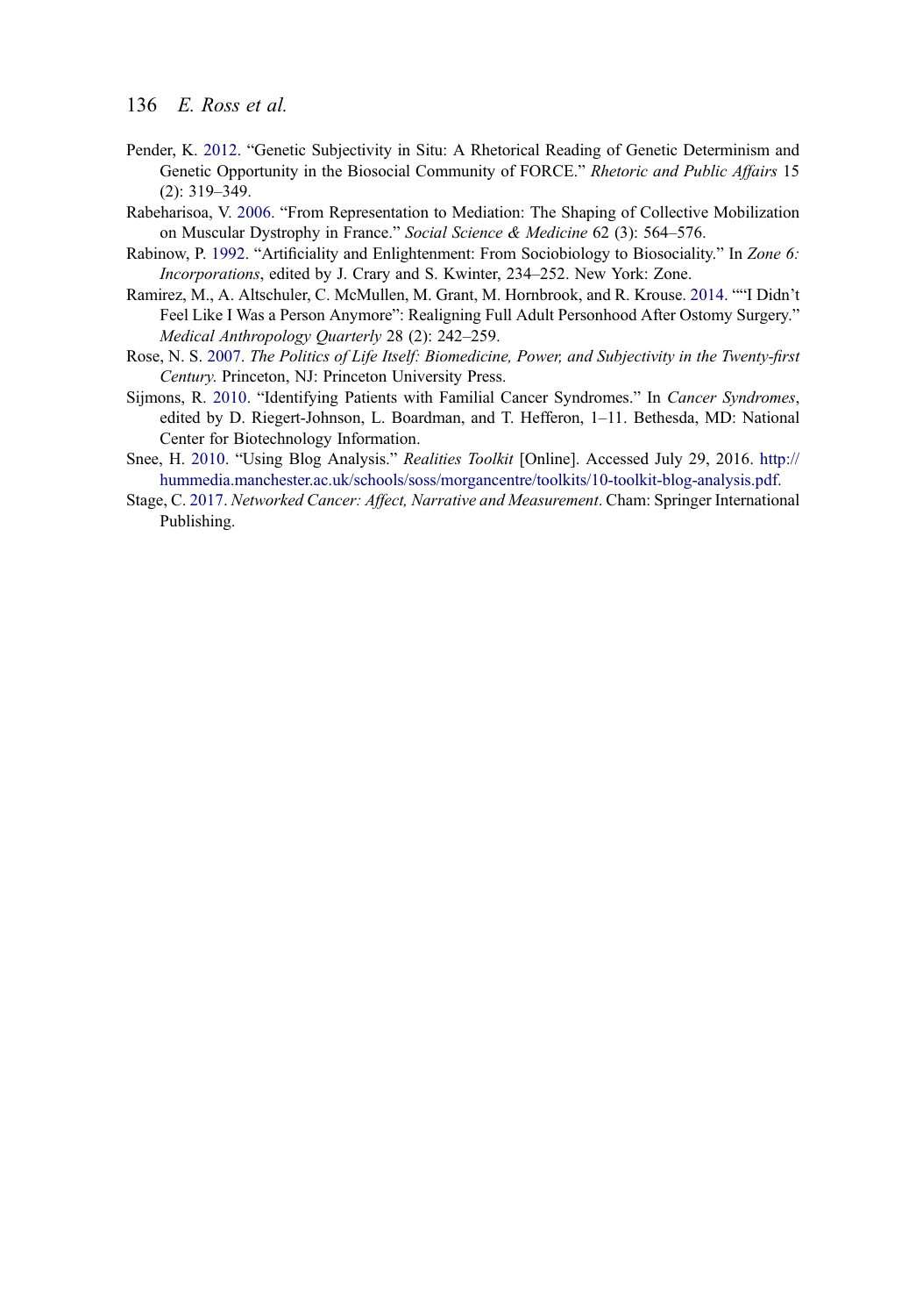Pender, K. 2012. "Genetic Subjectivity in Situ: A Rhetorical Reading of Genetic Determinism and Genetic Opportunity in the Biosocial Community of FORCE." *Rhetoric and Public Affairs* 15 (2): 319–349.

Rabeharisoa, V. 2006. "From Representation to Mediation: The Shaping of Collective Mobilization on Muscular Dystrophy in France." *Social Science & Medicine* 62 (3): 564–576.

Rabinow, P. 1992. "Artificiality and Enlightenment: From Sociobiology to Biosociality." In *Zone 6: Incorporations*, edited by J. Crary and S. Kwinter, 234–252. New York: Zone.

Ramirez, M., A. Altschuler, C. McMullen, M. Grant, M. Hornbrook, and R. Krouse. 2014. ""I Didn't Feel Like I Was a Person Anymore": Realigning Full Adult Personhood After Ostomy Surgery." *Medical Anthropology Quarterly* 28 (2): 242–259.

Rose, N. S. 2007. *The Politics of Life Itself: Biomedicine, Power, and Subjectivity in the Twenty-first Century.* Princeton, NJ: Princeton University Press.

Sijmons, R. 2010. "Identifying Patients with Familial Cancer Syndromes." In *Cancer Syndromes*, edited by D. Riegert-Johnson, L. Boardman, and T. Hefferon, 1–11. Bethesda, MD: National Center for Biotechnology Information.

Snee, H. 2010. "Using Blog Analysis." *Realities Toolkit* [Online]. Accessed July 29, 2016. http://hummedia.manchester.ac.uk/schools/soss/morgancentre/toolkits/10-toolkit-blog-analysis.pdf.

Stage, C. 2017. *Networked Cancer: Affect, Narrative and Measurement*. Cham: Springer International Publishing.